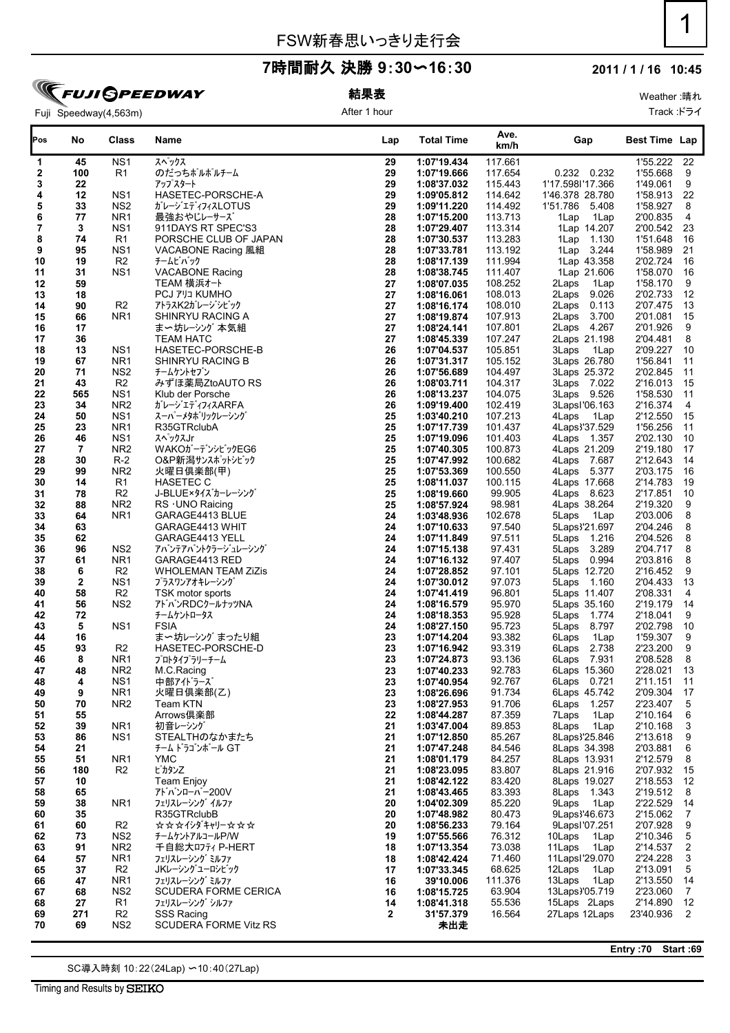# FSW新春思いっきり走行会

## 7時間耐久 決勝 9:30〜16:30

**2011 / 1 / 16 10:45**

FUJI SPEEDWAY

Fuji Speedway(4,563m)

**結果表**

After 1 hour

Weather :晴れ

Track :ドライ

| Pos | No | Class | Name | Lap | Total Time | Ave. km/h | Gap | | Best Time | Lap |
|---|---|---|---|---|---|---|---|---|---|---|
| 1 | 45 | NS1 | ｽﾍﾟｯｸｽ | 29 | 1:07'19.434 | 117.661 | | | 1'55.222 | 22 |
| 2 | 100 | R1 | のだっちポルポルチーム | 29 | 1:07'19.666 | 117.654 | 0.232 | 0.232 | 1'55.668 | 9 |
| 3 | 22 | | ｱｯﾌﾟｽﾀｰﾄ | 29 | 1:08'37.032 | 115.443 | 1'17.598 | 1'17.366 | 1'49.061 | 9 |
| 4 | 12 | NS1 | HASETEC-PORSCHE-A | 29 | 1:09'05.812 | 114.642 | 1'46.378 | 28.780 | 1'58.913 | 22 |
| 5 | 33 | NS2 | ｶﾞﾚｰｼﾞｴﾃﾞｨﾌｨｽLOTUS | 29 | 1:09'11.220 | 114.492 | 1'51.786 | 5.408 | 1'58.927 | 8 |
| 6 | 77 | NR1 | 最強おやじﾚｰｻｰｽﾞ | 28 | 1:07'15.200 | 113.713 | 1Lap | 1Lap | 2'00.835 | 4 |
| 7 | 3 | NS1 | 911DAYS RT SPEC'S3 | 28 | 1:07'29.407 | 113.314 | 1Lap | 14.207 | 2'00.542 | 23 |
| 8 | 74 | R1 | PORSCHE CLUB OF JAPAN | 28 | 1:07'30.537 | 113.283 | 1Lap | 1.130 | 1'51.648 | 16 |
| 9 | 95 | NS1 | VACABONE Racing 風組 | 28 | 1:07'33.781 | 113.192 | 1Lap | 3.244 | 1'58.989 | 21 |
| 10 | 19 | R2 | ﾁｰﾑﾋﾞﾊﾞｯｸ | 28 | 1:08'17.139 | 111.994 | 1Lap | 43.358 | 2'02.724 | 16 |
| 11 | 31 | NS1 | VACABONE Racing | 28 | 1:08'38.745 | 111.407 | 1Lap | 21.606 | 1'58.070 | 16 |
| 12 | 59 | | TEAM 横浜オート | 27 | 1:08'07.035 | 108.252 | 2Laps | 1Lap | 1'58.170 | 9 |
| 13 | 18 | | PCJ ｱﾘｺ KUMHO | 27 | 1:08'16.061 | 108.013 | 2Laps | 9.026 | 2'02.733 | 12 |
| 14 | 90 | R2 | ｱﾄﾗｽK2ｶﾞﾚｰｼﾞﾋﾟｯｸ | 27 | 1:08'16.174 | 108.010 | 2Laps | 0.113 | 2'07.475 | 13 |
| 15 | 66 | NR1 | SHINRYU RACING A | 27 | 1:08'19.874 | 107.913 | 2Laps | 3.700 | 2'01.081 | 15 |
| 16 | 17 | | まー坊ﾚｰｼﾝｸﾞ 本気組 | 27 | 1:08'24.141 | 107.801 | 2Laps | 4.267 | 2'01.926 | 9 |
| 17 | 36 | | TEAM HATC | 27 | 1:08'45.339 | 107.247 | 2Laps | 21.198 | 2'04.481 | 8 |
| 18 | 13 | NS1 | HASETEC-PORSCHE-B | 26 | 1:07'04.537 | 105.851 | 3Laps | 1Lap | 2'09.227 | 10 |
| 19 | 67 | NR1 | SHINRYU RACING B | 26 | 1:07'31.317 | 105.152 | 3Laps | 26.780 | 1'56.841 | 11 |
| 20 | 71 | NS2 | ﾁｰﾑｹﾝﾄｾﾌﾞﾝ | 26 | 1:07'56.689 | 104.497 | 3Laps | 25.372 | 2'02.845 | 11 |
| 21 | 43 | R2 | みずほ薬局ZtoAUTO RS | 26 | 1:08'03.711 | 104.317 | 3Laps | 7.022 | 2'16.013 | 15 |
| 22 | 565 | NS1 | Klub der Porsche | 26 | 1:08'13.237 | 104.075 | 3Laps | 9.526 | 1'58.530 | 11 |
| 23 | 34 | NR2 | ｶﾞﾚｰｼﾞｴﾃﾞｨﾌｨｽARFA | 26 | 1:09'19.400 | 102.419 | 3Laps | 1'06.163 | 2'16.374 | 4 |
| 24 | 50 | NS1 | ｽｰﾊﾟｰﾏｸﾞﾎﾞﾘｯｸﾚｰｼﾝｸﾞ | 25 | 1:03'40.210 | 107.213 | 4Laps | 1Lap | 2'12.550 | 15 |
| 25 | 23 | NR1 | R35GTRclubA | 25 | 1:07'17.739 | 101.437 | 4Laps | 3'37.529 | 1'56.256 | 11 |
| 26 | 46 | NS1 | ｽﾍﾟｯｸｽJr | 25 | 1:07'19.096 | 101.403 | 4Laps | 1.357 | 2'02.130 | 10 |
| 27 | 7 | NR2 | WAKOｶﾞｰﾃﾞﾝｼﾋﾞｯｸEG6 | 25 | 1:07'40.305 | 100.873 | 4Laps | 21.209 | 2'19.180 | 17 |
| 28 | 30 | R-2 | O&P新潟サンスポｯﾄｼﾋﾞｯｸ | 25 | 1:07'47.992 | 100.682 | 4Laps | 7.687 | 2'12.643 | 14 |
| 29 | 99 | NR2 | 火曜日倶楽部(甲) | 25 | 1:07'53.369 | 100.550 | 4Laps | 5.377 | 2'03.175 | 16 |
| 30 | 14 | R1 | HASETEC C | 25 | 1:08'11.037 | 100.115 | 4Laps | 17.668 | 2'14.783 | 19 |
| 31 | 78 | R2 | J-BLUE×ﾀｲｽﾞｶｰﾚｰｼﾝｸﾞ | 25 | 1:08'19.660 | 99.905 | 4Laps | 8.623 | 2'17.851 | 10 |
| 32 | 88 | NR2 | RS ･UNO Raicing | 25 | 1:08'57.924 | 98.981 | 4Laps | 38.264 | 2'19.320 | 9 |
| 33 | 64 | NR1 | GARAGE4413 BLUE | 24 | 1:03'48.936 | 102.678 | 5Laps | 1Lap | 2'03.006 | 8 |
| 34 | 63 | | GARAGE4413 WHIT | 24 | 1:07'10.633 | 97.540 | 5Laps | 3'21.697 | 2'04.246 | 8 |
| 35 | 62 | | GARAGE4413 YELL | 24 | 1:07'11.849 | 97.511 | 5Laps | 1.216 | 2'04.526 | 8 |
| 36 | 96 | NS2 | ｱﾊﾞﾝﾃｱﾊﾞﾝﾄｸﾗｰｼﾞｭﾚｰｼﾝｸﾞ | 24 | 1:07'15.138 | 97.431 | 5Laps | 3.289 | 2'04.717 | 8 |
| 37 | 61 | NR1 | GARAGE4413 RED | 24 | 1:07'16.132 | 97.407 | 5Laps | 0.994 | 2'03.816 | 8 |
| 38 | 6 | R2 | WHOLEMAN TEAM ZiZis | 24 | 1:07'28.852 | 97.101 | 5Laps | 12.720 | 2'16.452 | 9 |
| 39 | 2 | NS1 | ﾌﾟﾗｽﾜﾝｱｵｷﾚｰｼﾝｸﾞ | 24 | 1:07'30.012 | 97.073 | 5Laps | 1.160 | 2'04.433 | 13 |
| 40 | 58 | R2 | TSK motor sports | 24 | 1:07'41.419 | 96.801 | 5Laps | 11.407 | 2'08.331 | 4 |
| 41 | 56 | NS2 | ｱﾄﾞﾊﾞﾝRDCｸｰﾙﾅｯﾂNA | 24 | 1:08'16.579 | 95.970 | 5Laps | 35.160 | 2'19.179 | 14 |
| 42 | 72 | | ﾁｰﾑｹﾝﾄﾛｰﾀｽ | 24 | 1:08'18.353 | 95.928 | 5Laps | 1.774 | 2'18.041 | 9 |
| 43 | 5 | NS1 | FSIA | 24 | 1:08'27.150 | 95.723 | 5Laps | 8.797 | 2'02.798 | 10 |
| 44 | 16 | | まー坊ﾚｰｼﾝｸﾞ まったり組 | 23 | 1:07'14.204 | 93.382 | 6Laps | 1Lap | 1'59.307 | 9 |
| 45 | 93 | R2 | HASETEC-PORSCHE-D | 23 | 1:07'16.942 | 93.319 | 6Laps | 2.738 | 2'23.200 | 9 |
| 46 | 8 | NR1 | ﾌﾟﾛﾄﾀｲﾌﾟﾗﾘｰﾁｰﾑ | 23 | 1:07'24.873 | 93.136 | 6Laps | 7.931 | 2'08.528 | 8 |
| 47 | 48 | NR2 | M.C.Racing | 23 | 1:07'40.233 | 92.783 | 6Laps | 15.360 | 2'28.021 | 13 |
| 48 | 4 | NS1 | 中部ｱｲﾄﾞﾗｰｽﾞ | 23 | 1:07'40.954 | 92.767 | 6Laps | 0.721 | 2'11.151 | 11 |
| 49 | 9 | NR1 | 火曜日倶楽部(乙) | 23 | 1:08'26.696 | 91.734 | 6Laps | 45.742 | 2'09.304 | 17 |
| 50 | 70 | NR2 | Team KTN | 23 | 1:08'27.953 | 91.706 | 6Laps | 1.257 | 2'23.407 | 5 |
| 51 | 55 | | Arrows倶楽部 | 22 | 1:08'44.287 | 87.359 | 7Laps | 1Lap | 2'10.164 | 6 |
| 52 | 39 | NR1 | 初音ﾚｰｼﾝｸﾞ | 21 | 1:03'47.004 | 89.853 | 8Laps | 1Lap | 2'10.168 | 3 |
| 53 | 86 | NS1 | STEALTHのなかまたち | 21 | 1:07'12.850 | 85.267 | 8Laps | 3'25.846 | 2'13.618 | 9 |
| 54 | 21 | | ﾁｰﾑ ﾄﾞﾗｺﾞﾝﾎﾞｰﾙ GT | 21 | 1:07'47.248 | 84.546 | 8Laps | 34.398 | 2'03.881 | 6 |
| 55 | 51 | NR1 | YMC | 21 | 1:08'01.179 | 84.257 | 8Laps | 13.931 | 2'12.579 | 8 |
| 56 | 180 | R2 | ﾋﾟｶﾀﾝZ | 21 | 1:08'23.095 | 83.807 | 8Laps | 21.916 | 2'07.932 | 15 |
| 57 | 10 | | Team Enjoy | 21 | 1:08'42.122 | 83.420 | 8Laps | 19.027 | 2'18.553 | 12 |
| 58 | 65 | | ｱﾄﾞﾊﾞﾝﾛｰﾊﾞｰ200V | 21 | 1:08'43.465 | 83.393 | 8Laps | 1.343 | 2'19.512 | 8 |
| 59 | 38 | NR1 | ﾌｪﾘｽﾚｰｼﾝｸﾞ ｲﾙﾌｧ | 20 | 1:04'02.309 | 85.220 | 9Laps | 1Lap | 2'22.529 | 14 |
| 60 | 35 | | R35GTRclubB | 20 | 1:07'48.982 | 80.473 | 9Laps | 3'46.673 | 2'15.062 | 7 |
| 61 | 60 | R2 | ☆☆☆ｲｼﾀﾞｷｬﾘｰ☆☆☆ | 20 | 1:08'56.233 | 79.164 | 9Laps | 1'07.251 | 2'07.928 | 9 |
| 62 | 73 | NS2 | ﾁｰﾑｹﾝﾄｱﾙｺｰﾙP/W | 19 | 1:07'55.566 | 76.312 | 10Laps | 1Lap | 2'10.346 | 5 |
| 63 | 91 | NR2 | 千自総大ﾛﾌﾃｨ P-HERT | 18 | 1:07'13.354 | 73.038 | 11Laps | 1Lap | 2'14.537 | 2 |
| 64 | 57 | NR1 | ﾌｪﾘｽﾚｰｼﾝｸﾞ ﾐﾙﾌｧ | 18 | 1:08'42.424 | 71.460 | 11Laps | 1'29.070 | 2'24.228 | 3 |
| 65 | 37 | R2 | JKﾚｰｼﾝｸﾞﾕｰﾛｼﾋﾞｯｸ | 17 | 1:07'33.345 | 68.625 | 12Laps | 1Lap | 2'13.091 | 5 |
| 66 | 47 | NR1 | ﾌｪﾘｽﾚｰｼﾝｸﾞ ﾐﾙﾌｧ | 16 | 39'10.006 | 111.376 | 13Laps | 1Lap | 2'13.550 | 14 |
| 67 | 68 | NS2 | SCUDERA FORME CERICA | 16 | 1:08'15.725 | 63.904 | 13Laps | 1'05.719 | 2'23.060 | 7 |
| 68 | 27 | R1 | ﾌｪﾘｽﾚｰｼﾝｸﾞ ｼﾙﾌｧ | 14 | 1:08'41.318 | 55.536 | 15Laps | 2Laps | 2'14.890 | 12 |
| 69 | 271 | R2 | SSS Racing | 2 | 31'57.379 | 16.564 | 27Laps | 12Laps | 23'40.936 | 2 |
| 70 | 69 | NS2 | SCUDERA FORME Vitz RS | | 未出走 | | | | | |

**Entry :70 Start :69**

SC導入時刻 10:22(24Lap) 〜10:40(27Lap)

Timing and Results by SEIKO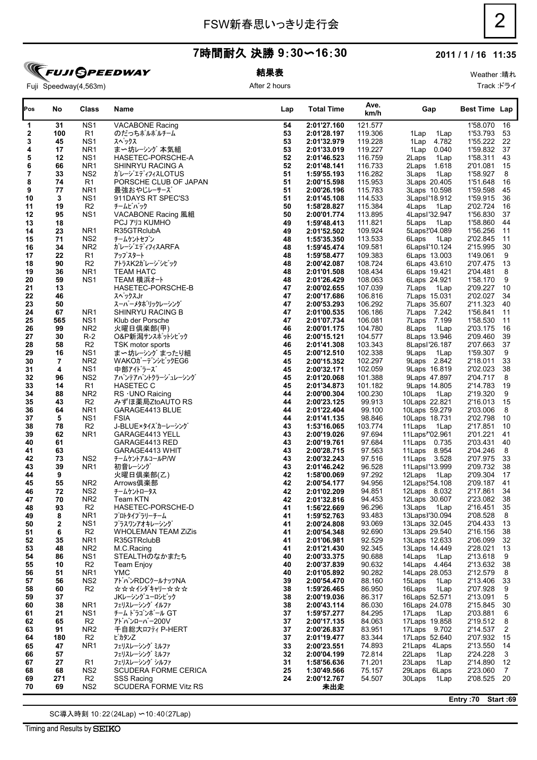# FSW新春思いっきり走行会

## 7時間耐久 決勝 9:30∽16:30

**2011 / 1 / 16 11:35**

FUJI SPEEDWAY

Fuji Speedway(4,563m)

**結果表**

After 2 hours

Weather :晴れ

Track :ドライ

| Pos | No | Class | Name | Lap | Total Time | Ave. km/h | Gap | Best Time | Lap |
|---|---|---|---|---|---|---|---|---|---|
| 1 | 31 | NS1 | VACABONE Racing | 54 | 2:01'27.160 | 121.577 | | 1'58.070 | 16 |
| 2 | 100 | R1 | のだっちポルポルチーム | 53 | 2:01'28.197 | 119.306 | 1Lap 1Lap | 1'53.793 | 53 |
| 3 | 45 | NS1 | ｽﾍﾟｯｸｽ | 53 | 2:01'32.979 | 119.228 | 1Lap 4.782 | 1'55.222 | 22 |
| 4 | 17 | NR1 | まー坊レーシング本気組 | 53 | 2:01'33.019 | 119.227 | 1Lap 0.040 | 1'59.832 | 37 |
| 5 | 12 | NS1 | HASETEC-PORSCHE-A | 52 | 2:01'46.523 | 116.759 | 2Laps 1Lap | 1'58.311 | 43 |
| 6 | 66 | NR1 | SHINRYU RACING A | 52 | 2:01'48.141 | 116.733 | 2Laps 1.618 | 2'01.081 | 15 |
| 7 | 33 | NS2 | ｶﾞﾚｰｼﾞｴﾃﾞｨﾌｨｽLOTUS | 51 | 1:59'55.193 | 116.282 | 3Laps 1Lap | 1'58.927 | 8 |
| 8 | 74 | R1 | PORSCHE CLUB OF JAPAN | 51 | 2:00'15.598 | 115.953 | 3Laps 20.405 | 1'51.648 | 16 |
| 9 | 77 | NR1 | 最強おやじレーサーズ | 51 | 2:00'26.196 | 115.783 | 3Laps 10.598 | 1'59.598 | 45 |
| 10 | 3 | NS1 | 911DAYS RT SPEC'S3 | 51 | 2:01'45.108 | 114.533 | 3Laps1'18.912 | 1'59.915 | 36 |
| 11 | 19 | R2 | ﾁｰﾑﾋﾞﾊﾞｯｸ | 50 | 1:58'28.827 | 115.384 | 4Laps 1Lap | 2'02.724 | 16 |
| 12 | 95 | NS1 | VACABONE Racing 風組 | 50 | 2:00'01.774 | 113.895 | 4Laps1'32.947 | 1'56.830 | 37 |
| 13 | 18 | | PCJ ｱﾘｺ KUMHO | 49 | 1:59'48.413 | 111.821 | 5Laps 1Lap | 1'58.860 | 44 |
| 14 | 23 | NR1 | R35GTRclubA | 49 | 2:01'52.502 | 109.924 | 5Laps2'04.089 | 1'56.256 | 11 |
| 15 | 71 | NS2 | ﾁｰﾑｹﾝﾄｾﾌﾞﾝ | 48 | 1:55'35.350 | 113.533 | 6Laps 1Lap | 2'02.845 | 11 |
| 16 | 34 | NR2 | ｶﾞﾚｰｼﾞｴﾃﾞｨﾌｨｽARFA | 48 | 1:59'45.474 | 109.581 | 6Laps1'10.124 | 2'15.995 | 30 |
| 17 | 22 | R1 | ｱｯﾌﾟｽﾀｰﾄ | 48 | 1:59'58.477 | 109.383 | 6Laps 13.003 | 1'49.061 | 9 |
| 18 | 90 | R2 | ｱﾄﾗｽK2ｶﾞﾚｰｼﾞｼﾋﾞｯｸ | 48 | 2:00'42.087 | 108.724 | 6Laps 43.610 | 2'07.475 | 13 |
| 19 | 36 | NR1 | TEAM HATC | 48 | 2:01'01.508 | 108.434 | 6Laps 19.421 | 2'04.481 | 8 |
| 20 | 59 | NS1 | TEAM 横浜オート | 48 | 2:01'26.429 | 108.063 | 6Laps 24.921 | 1'58.170 | 9 |
| 21 | 13 | | HASETEC-PORSCHE-B | 47 | 2:00'02.655 | 107.039 | 7Laps 1Lap | 2'09.227 | 10 |
| 22 | 46 | | ｽﾍﾟｯｸｽJr | 47 | 2:00'17.686 | 106.816 | 7Laps 15.031 | 2'02.027 | 34 |
| 23 | 50 | | ｽｰﾊﾟｰﾒﾀﾎﾞﾘｯｸﾚｰｼﾝｸﾞ | 47 | 2:00'53.293 | 106.292 | 7Laps 35.607 | 2'11.323 | 40 |
| 24 | 67 | NR1 | SHINRYU RACING B | 47 | 2:01'00.535 | 106.186 | 7Laps 7.242 | 1'56.841 | 11 |
| 25 | 565 | NS1 | Klub der Porsche | 47 | 2:01'07.734 | 106.081 | 7Laps 7.199 | 1'58.530 | 11 |
| 26 | 99 | NR2 | 火曜日倶楽部(甲) | 46 | 2:00'01.175 | 104.780 | 8Laps 1Lap | 2'03.175 | 16 |
| 27 | 30 | R-2 | O&P新潟サンスポットシビック | 46 | 2:00'15.121 | 104.577 | 8Laps 13.946 | 2'09.460 | 39 |
| 28 | 58 | R2 | TSK motor sports | 46 | 2:01'41.308 | 103.343 | 8Laps1'26.187 | 2'07.663 | 37 |
| 29 | 16 | NS1 | まー坊レーシング まったり組 | 45 | 2:00'12.510 | 102.338 | 9Laps 1Lap | 1'59.307 | 9 |
| 30 | 7 | NR2 | WAKOｶﾞｰﾃﾞﾝｼﾋﾞｯｸEG6 | 45 | 2:00'15.352 | 102.297 | 9Laps 2.842 | 2'18.011 | 33 |
| 31 | 4 | NS1 | 中部ｱｲﾄﾞﾗｰｽﾞ | 45 | 2:00'32.171 | 102.059 | 9Laps 16.819 | 2'02.023 | 38 |
| 32 | 96 | NS2 | ｱﾊﾞﾝﾃｱﾊﾞﾝﾄｸﾗｰｼﾞｭﾚｰｼﾝｸﾞ | 45 | 2:01'20.068 | 101.388 | 9Laps 47.897 | 2'04.717 | 8 |
| 33 | 14 | R1 | HASETEC C | 45 | 2:01'34.873 | 101.182 | 9Laps 14.805 | 2'14.783 | 19 |
| 34 | 88 | NR2 | RS・UNO Raicing | 44 | 2:00'00.304 | 100.230 | 10Laps 1Lap | 2'19.320 | 9 |
| 35 | 43 | R2 | みずほ薬局ZtoAUTO RS | 44 | 2:00'23.125 | 99.913 | 10Laps 22.821 | 2'16.013 | 15 |
| 36 | 64 | NR1 | GARAGE4413 BLUE | 44 | 2:01'22.404 | 99.100 | 10Laps 59.279 | 2'03.006 | 8 |
| 37 | 5 | NS1 | FSIA | 44 | 2:01'41.135 | 98.846 | 10Laps 18.731 | 2'02.798 | 10 |
| 38 | 78 | R2 | J-BLUE×ﾀｲｽﾞｶｰﾚｰｼﾝｸﾞ | 43 | 1:53'16.065 | 103.774 | 11Laps 1Lap | 2'17.851 | 10 |
| 39 | 62 | NR1 | GARAGE4413 YELL | 43 | 2:00'19.026 | 97.694 | 11Laps7'02.961 | 2'01.221 | 41 |
| 40 | 61 | | GARAGE4413 RED | 43 | 2:00'19.761 | 97.684 | 11Laps 0.735 | 2'03.431 | 40 |
| 41 | 63 | | GARAGE4413 WHIT | 43 | 2:00'28.715 | 97.563 | 11Laps 8.954 | 2'04.246 | 8 |
| 42 | 73 | NS2 | ﾁｰﾑｹﾝﾄｱﾙｺｰﾙP/W | 43 | 2:00'32.243 | 97.516 | 11Laps 3.528 | 2'07.975 | 33 |
| 43 | 39 | NR1 | 初音ﾚｰｼﾝｸﾞ | 43 | 2:01'46.242 | 96.528 | 11Laps1'13.999 | 2'09.732 | 38 |
| 44 | 9 | | 火曜日倶楽部(乙) | 42 | 1:58'00.069 | 97.292 | 12Laps 1Lap | 2'09.304 | 17 |
| 45 | 55 | NR2 | Arrows倶楽部 | 42 | 2:00'54.177 | 94.956 | 12Laps2'54.108 | 2'09.187 | 41 |
| 46 | 72 | NS2 | ﾁｰﾑｹﾝﾄﾛｰﾀｽ | 42 | 2:01'02.209 | 94.851 | 12Laps 8.032 | 2'17.861 | 34 |
| 47 | 70 | NR2 | Team KTN | 42 | 2:01'32.816 | 94.453 | 12Laps 30.607 | 2'23.082 | 38 |
| 48 | 93 | R2 | HASETEC-PORSCHE-D | 41 | 1:56'22.669 | 96.296 | 13Laps 1Lap | 2'16.451 | 35 |
| 49 | 8 | NR1 | ﾌﾟﾛﾄﾀｲﾌﾟﾗﾘｰﾁｰﾑ | 41 | 1:59'52.763 | 93.483 | 13Laps3'30.094 | 2'08.528 | 8 |
| 50 | 2 | NS1 | ﾌﾟﾗｽﾜﾝｱｵｷﾚｰｼﾝｸﾞ | 41 | 2:00'24.808 | 93.069 | 13Laps 32.045 | 2'04.433 | 13 |
| 51 | 6 | R2 | WHOLEMAN TEAM ZiZis | 41 | 2:00'54.348 | 92.690 | 13Laps 29.540 | 2'16.156 | 38 |
| 52 | 35 | NR1 | R35GTRclubB | 41 | 2:01'06.981 | 92.529 | 13Laps 12.633 | 2'06.099 | 32 |
| 53 | 48 | NR2 | M.C.Racing | 41 | 2:01'21.430 | 92.345 | 13Laps 14.449 | 2'28.021 | 13 |
| 54 | 86 | NS1 | STEALTHのなかまたち | 40 | 2:00'33.375 | 90.688 | 14Laps 1Lap | 2'13.618 | 9 |
| 55 | 10 | R2 | Team Enjoy | 40 | 2:00'37.839 | 90.632 | 14Laps 4.464 | 2'13.632 | 38 |
| 56 | 51 | NR1 | YMC | 40 | 2:01'05.892 | 90.282 | 14Laps 28.053 | 2'12.579 | 8 |
| 57 | 56 | NS2 | ｱﾄﾞﾊﾞﾝRDCｸｰﾙﾅｯﾂNA | 39 | 2:00'54.470 | 88.160 | 15Laps 1Lap | 2'13.406 | 33 |
| 58 | 60 | R2 | ☆☆☆ｲｼﾀﾞｷｬﾘｰ☆☆☆ | 38 | 1:59'26.465 | 86.950 | 16Laps 1Lap | 2'07.928 | 9 |
| 59 | 37 | | JKﾚｰｼﾝｸﾞﾕｰﾛﾝﾋﾞｯｸ | 38 | 2:00'19.036 | 86.317 | 16Laps 52.571 | 2'13.091 | 5 |
| 60 | 38 | NR1 | ﾌｪﾘｽﾚｰｼﾝｸﾞ ｲﾙﾌｧ | 38 | 2:00'43.114 | 86.030 | 16Laps 24.078 | 2'15.845 | 30 |
| 61 | 21 | NS1 | ﾁｰﾑ ﾄﾞﾗｺﾞﾝﾎﾞｰﾙ GT | 37 | 1:59'57.277 | 84.295 | 17Laps 1Lap | 2'03.881 | 6 |
| 62 | 65 | R2 | ｱﾄﾞﾊﾞﾝﾛｰﾊﾞｰ200V | 37 | 2:00'17.135 | 84.063 | 17Laps 19.858 | 2'19.512 | 8 |
| 63 | 91 | NR2 | 千自総大ﾛﾌﾃｨ P-HERT | 37 | 2:00'26.837 | 83.951 | 17Laps 9.702 | 2'14.537 | 2 |
| 64 | 180 | R2 | ﾋﾟｶﾀﾝZ | 37 | 2:01'19.477 | 83.344 | 17Laps 52.640 | 2'07.932 | 15 |
| 65 | 47 | NR1 | ﾌｪﾘｽﾚｰｼﾝｸﾞ ﾐﾙﾌｧ | 33 | 2:00'23.551 | 74.893 | 21Laps 4Laps | 2'13.550 | 14 |
| 66 | 57 | | ﾌｪﾘｽﾚｰｼﾝｸﾞ ﾐﾙﾌｧ | 32 | 2:00'04.199 | 72.814 | 22Laps 1Lap | 2'24.228 | 3 |
| 67 | 27 | R1 | ﾌｪﾘｽﾚｰｼﾝｸﾞ ｼﾙﾌｧ | 31 | 1:58'56.636 | 71.201 | 23Laps 1Lap | 2'14.890 | 12 |
| 68 | 68 | NS2 | SCUDERA FORME CERICA | 25 | 1:30'49.566 | 75.157 | 29Laps 6Laps | 2'23.060 | 7 |
| 69 | 271 | R2 | SSS Racing | 24 | 2:00'12.767 | 54.507 | 30Laps 1Lap | 2'08.525 | 20 |
| 70 | 69 | NS2 | SCUDERA FORME Vitz RS | | 未出走 | | | | |

**Entry :70 Start :69**

SC導入時刻 10:22(24Lap) ∽10:40(27Lap)

Timing and Results by SEIKO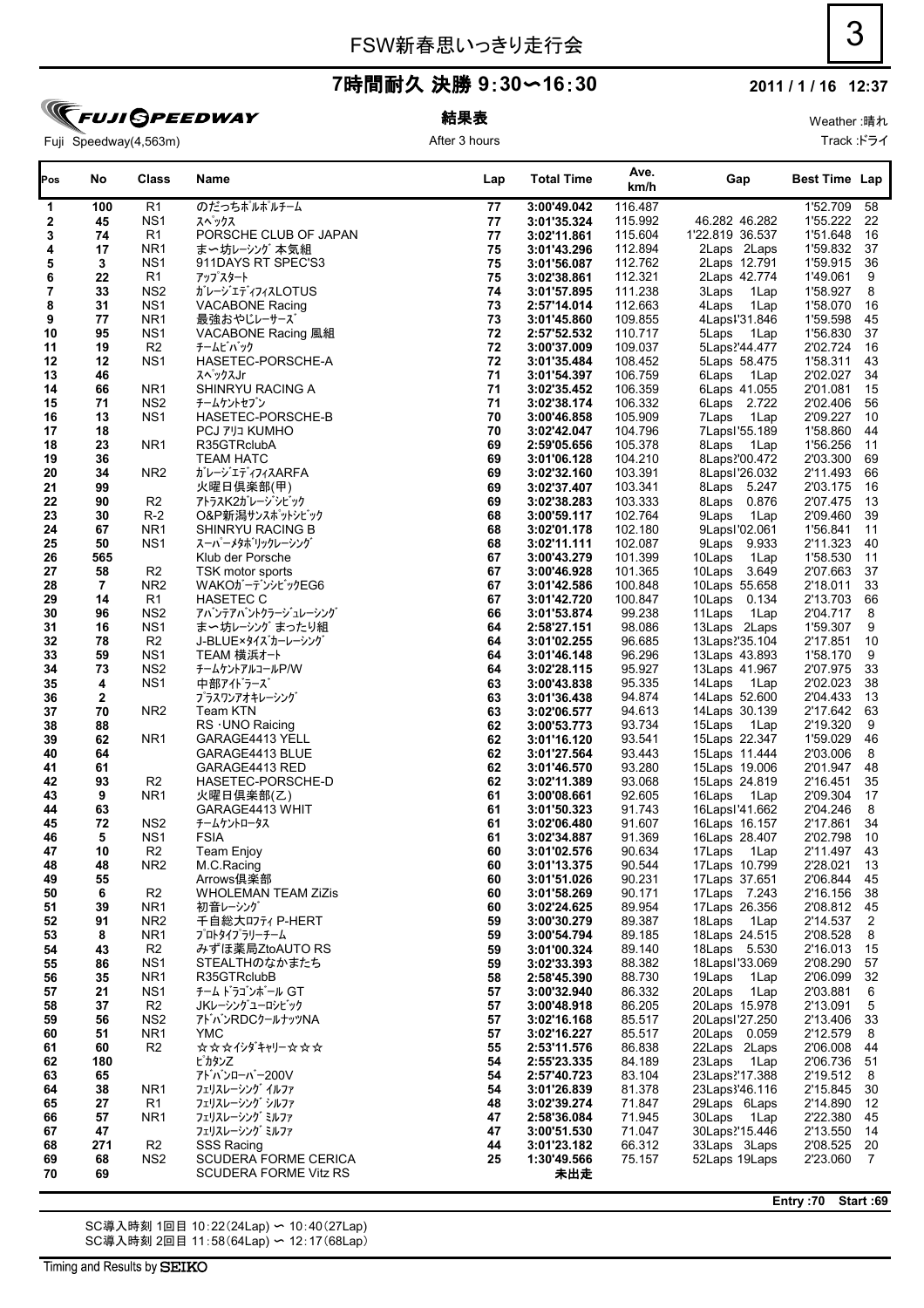# FSW新春思いっきり走行会

## 7時間耐久 決勝 9:30〜16:30

**2011 / 1 / 16 12:37**

FUJI SPEEDWAY

Fuji Speedway(4,563m)

**結果表**

After 3 hours

Weather :晴れ

Track :ドライ

| Pos | No | Class | Name | Lap | Total Time | Ave. km/h | Gap | Best Time | Lap |
|---|---|---|---|---|---|---|---|---|---|
| 1 | 100 | R1 | のだっちポルポルチーム | 77 | 3:00'49.042 | 116.487 | | 1'52.709 | 58 |
| 2 | 45 | NS1 | ｽﾍﾟｯｸｽ | 77 | 3:01'35.324 | 115.992 | 46.282 46.282 | 1'55.222 | 22 |
| 3 | 74 | R1 | PORSCHE CLUB OF JAPAN | 77 | 3:02'11.861 | 115.604 | 1'22.819 36.537 | 1'51.648 | 16 |
| 4 | 17 | NR1 | まーぼレーシング 本気組 | 75 | 3:01'43.296 | 112.894 | 2Laps 2Laps | 1'59.832 | 37 |
| 5 | 3 | NS1 | 911DAYS RT SPEC'S3 | 75 | 3:01'56.087 | 112.762 | 2Laps 12.791 | 1'59.915 | 36 |
| 6 | 22 | R1 | ｱｯﾌﾟｽﾀｰﾄ | 75 | 3:02'38.861 | 112.321 | 2Laps 42.774 | 1'49.061 | 9 |
| 7 | 33 | NS2 | ｶﾞﾚｰｼﾞｴﾃﾞｨﾌｨｽLOTUS | 74 | 3:01'57.895 | 111.238 | 3Laps 1Lap | 1'58.927 | 8 |
| 8 | 31 | NS1 | VACABONE Racing | 73 | 2:57'14.014 | 112.663 | 4Laps 1Lap | 1'58.070 | 16 |
| 9 | 77 | NR1 | 最強おやじレーサーズ | 73 | 3:01'45.860 | 109.855 | 4Laps4'31.846 | 1'59.598 | 45 |
| 10 | 95 | NS1 | VACABONE Racing 風組 | 72 | 2:57'52.532 | 110.717 | 5Laps 1Lap | 1'56.830 | 37 |
| 11 | 19 | R2 | ﾁｰﾑﾋﾞﾊﾞｯｸ | 72 | 3:00'37.009 | 109.037 | 5Laps2'44.477 | 2'02.724 | 16 |
| 12 | 12 | NS1 | HASETEC-PORSCHE-A | 72 | 3:01'35.484 | 108.452 | 5Laps 58.475 | 1'58.311 | 43 |
| 13 | 46 | | ｽﾍﾟｯｸｽJr | 71 | 3:01'54.397 | 106.759 | 6Laps 1Lap | 2'02.027 | 34 |
| 14 | 66 | NR1 | SHINRYU RACING A | 71 | 3:02'35.452 | 106.359 | 6Laps 41.055 | 2'01.081 | 15 |
| 15 | 71 | NS2 | ﾁｰﾑｹﾝﾄｾﾌﾞﾝ | 71 | 3:02'38.174 | 106.332 | 6Laps 2.722 | 2'02.406 | 56 |
| 16 | 13 | NS1 | HASETEC-PORSCHE-B | 70 | 3:00'46.858 | 105.909 | 7Laps 1Lap | 2'09.227 | 10 |
| 17 | 18 | | PCJ ｱﾘｭ KUMHO | 70 | 3:02'42.047 | 104.796 | 7Laps1'55.189 | 1'58.860 | 44 |
| 18 | 23 | NR1 | R35GTRclubA | 69 | 2:59'05.656 | 105.378 | 8Laps 1Lap | 1'56.256 | 11 |
| 19 | 36 | | TEAM HATC | 69 | 3:01'06.128 | 104.210 | 8Laps2'00.472 | 2'03.300 | 69 |
| 20 | 34 | NR2 | ｶﾞﾚｰｼﾞｴﾃﾞｨﾌｨｽARFA | 69 | 3:02'32.160 | 103.391 | 8Laps1'26.032 | 2'11.493 | 66 |
| 21 | 99 | | 火曜日倶楽部(甲) | 69 | 3:02'37.407 | 103.341 | 8Laps 5.247 | 2'03.175 | 16 |
| 22 | 90 | R2 | ｱﾄﾗｽK2ｶﾞﾚｰｼﾞｼﾋﾞｯｸ | 69 | 3:02'38.283 | 103.333 | 8Laps 0.876 | 2'07.475 | 13 |
| 23 | 30 | R-2 | O&P新潟ｻﾝｽﾎﾟｯﾄｼﾋﾞｯｸ | 68 | 3:00'59.117 | 102.764 | 9Laps 1Lap | 2'09.460 | 39 |
| 24 | 67 | NR1 | SHINRYU RACING B | 68 | 3:02'01.178 | 102.180 | 9Laps1'02.061 | 1'56.841 | 11 |
| 25 | 50 | NS1 | ｽｰﾊﾟｰﾒﾀﾎﾞﾘｯｸﾚｰｼﾝｸﾞ | 68 | 3:02'11.111 | 102.087 | 9Laps 9.933 | 2'11.323 | 40 |
| 26 | 565 | | Klub der Porsche | 67 | 3:00'43.279 | 101.399 | 10Laps 1Lap | 1'58.530 | 11 |
| 27 | 58 | R2 | TSK motor sports | 67 | 3:00'46.928 | 101.365 | 10Laps 3.649 | 2'07.663 | 37 |
| 28 | 7 | NR2 | WAKOｶﾞｰﾃﾞﾝｼﾋﾞｯｸEG6 | 67 | 3:01'42.586 | 100.848 | 10Laps 55.658 | 2'18.011 | 33 |
| 29 | 14 | R1 | HASETEC C | 67 | 3:01'42.720 | 100.847 | 10Laps 0.134 | 2'13.703 | 66 |
| 30 | 96 | NS2 | ｱﾊﾞﾝﾃｱﾊﾞﾝﾄｸﾗｰｼﾞｭﾚｰｼﾝｸﾞ | 66 | 3:01'53.874 | 99.238 | 11Laps 1Lap | 2'04.717 | 8 |
| 31 | 16 | NS1 | まーぼレーシング まったり組 | 64 | 2:58'27.151 | 98.086 | 13Laps 2Laps | 1'59.307 | 9 |
| 32 | 78 | R2 | J-BLUE×ﾀｲｽﾞｶｰﾚｰｼﾝｸﾞ | 64 | 3:01'02.255 | 96.685 | 13Laps2'35.104 | 2'17.851 | 10 |
| 33 | 59 | NS1 | TEAM 横浜オート | 64 | 3:01'46.148 | 96.296 | 13Laps 43.893 | 1'58.170 | 9 |
| 34 | 73 | NS2 | ﾁｰﾑｹﾝﾄｱﾙｺｰﾙP/W | 64 | 3:02'28.115 | 95.927 | 13Laps 41.967 | 2'07.975 | 33 |
| 35 | 4 | NS1 | 中部ｱｲﾄﾞﾗｰｽﾞ | 63 | 3:00'43.838 | 95.335 | 14Laps 1Lap | 2'02.023 | 38 |
| 36 | 2 | | ﾌﾟﾗｽﾜﾝｱｵｷﾚｰｼﾝｸﾞ | 63 | 3:01'36.438 | 94.874 | 14Laps 52.600 | 2'04.433 | 13 |
| 37 | 70 | NR2 | Team KTN | 63 | 3:02'06.577 | 94.613 | 14Laps 30.139 | 2'17.642 | 63 |
| 38 | 88 | | RS・UNO Raicing | 62 | 3:00'53.773 | 93.734 | 15Laps 1Lap | 2'19.320 | 9 |
| 39 | 62 | NR1 | GARAGE4413 YELL | 62 | 3:01'16.120 | 93.541 | 15Laps 22.347 | 1'59.029 | 46 |
| 40 | 64 | | GARAGE4413 BLUE | 62 | 3:01'27.564 | 93.443 | 15Laps 11.444 | 2'03.006 | 8 |
| 41 | 61 | | GARAGE4413 RED | 62 | 3:01'46.570 | 93.280 | 15Laps 19.006 | 2'01.947 | 48 |
| 42 | 93 | R2 | HASETEC-PORSCHE-D | 62 | 3:02'11.389 | 93.068 | 15Laps 24.819 | 2'16.451 | 35 |
| 43 | 9 | NR1 | 火曜日倶楽部(乙) | 61 | 3:00'08.661 | 92.605 | 16Laps 1Lap | 2'09.304 | 17 |
| 44 | 63 | | GARAGE4413 WHIT | 61 | 3:01'50.323 | 91.743 | 16Laps1'41.662 | 2'04.246 | 8 |
| 45 | 72 | NS2 | ﾁｰﾑｹﾝﾄﾛｰﾀｽ | 61 | 3:02'06.480 | 91.607 | 16Laps 16.157 | 2'17.861 | 34 |
| 46 | 5 | NS1 | FSIA | 61 | 3:02'34.887 | 91.369 | 16Laps 28.407 | 2'02.798 | 10 |
| 47 | 10 | R2 | Team Enjoy | 60 | 3:01'02.576 | 90.634 | 17Laps 1Lap | 2'11.497 | 43 |
| 48 | 48 | NR2 | M.C.Racing | 60 | 3:01'13.375 | 90.544 | 17Laps 10.799 | 2'28.021 | 13 |
| 49 | 55 | | Arrows倶楽部 | 60 | 3:01'51.026 | 90.231 | 17Laps 37.651 | 2'06.844 | 45 |
| 50 | 6 | R2 | WHOLEMAN TEAM ZiZis | 60 | 3:01'58.269 | 90.171 | 17Laps 7.243 | 2'16.156 | 38 |
| 51 | 39 | NR1 | 初音ﾚｰｼﾝｸﾞ | 60 | 3:02'24.625 | 89.954 | 17Laps 26.356 | 2'08.812 | 45 |
| 52 | 91 | NR2 | 千自総大ﾛﾌﾃｨ P-HERT | 59 | 3:00'30.279 | 89.387 | 18Laps 1Lap | 2'14.537 | 2 |
| 53 | 8 | NR1 | ﾌﾟﾛﾄﾀｲﾌﾟﾗﾘｰﾁｰﾑ | 59 | 3:00'54.794 | 89.185 | 18Laps 24.515 | 2'08.528 | 8 |
| 54 | 43 | R2 | みずほ薬局ZtoAUTO RS | 59 | 3:01'00.324 | 89.140 | 18Laps 5.530 | 2'16.013 | 15 |
| 55 | 86 | NS1 | STEALTHのなかまたち | 59 | 3:02'33.393 | 88.382 | 18Laps1'33.069 | 2'08.290 | 57 |
| 56 | 35 | NR1 | R35GTRclubB | 58 | 2:58'45.390 | 88.730 | 19Laps 1Lap | 2'06.099 | 32 |
| 57 | 21 | NS1 | ﾁｰﾑ ﾄﾞﾗｺﾞﾝﾎﾞｰﾙ GT | 57 | 3:00'32.940 | 86.332 | 20Laps 1Lap | 2'03.881 | 6 |
| 58 | 37 | R2 | JKﾚｰｼﾝｸﾞﾕｰﾛｼﾋﾞｯｸ | 57 | 3:00'48.918 | 86.205 | 20Laps 15.978 | 2'13.091 | 5 |
| 59 | 56 | NS2 | ｱﾄﾞﾊﾞﾝRDCｸｰﾙﾅｯﾂNA | 57 | 3:02'16.168 | 85.517 | 20Laps1'27.250 | 2'13.406 | 33 |
| 60 | 51 | NR1 | YMC | 57 | 3:02'16.227 | 85.517 | 20Laps 0.059 | 2'12.579 | 8 |
| 61 | 60 | R2 | ☆☆☆ｲｼﾀﾞｷｬﾘｰ☆☆☆ | 55 | 2:53'11.576 | 86.838 | 22Laps 2Laps | 2'06.008 | 44 |
| 62 | 180 | | ﾋﾟｶﾀﾝZ | 54 | 2:55'23.335 | 84.189 | 23Laps 1Lap | 2'06.736 | 51 |
| 63 | 65 | | ｱﾄﾞﾊﾞﾝﾛｰﾊﾞｰ200V | 54 | 2:57'40.723 | 83.104 | 23Laps2'17.388 | 2'19.512 | 8 |
| 64 | 38 | NR1 | ﾌｪﾘｽﾚｰｼﾝｸﾞ ｲﾙﾌｧ | 54 | 3:01'26.839 | 81.378 | 23Laps3'46.116 | 2'15.845 | 30 |
| 65 | 27 | R1 | ﾌｪﾘｽﾚｰｼﾝｸﾞ ｼﾙﾌｧ | 48 | 3:02'39.274 | 71.847 | 29Laps 6Laps | 2'14.890 | 12 |
| 66 | 57 | NR1 | ﾌｪﾘｽﾚｰｼﾝｸﾞ ﾐﾙﾌｧ | 47 | 2:58'36.084 | 71.945 | 30Laps 1Lap | 2'22.380 | 45 |
| 67 | 47 | | ﾌｪﾘｽﾚｰｼﾝｸﾞ ﾐﾙﾌｧ | 47 | 3:00'51.530 | 71.047 | 30Laps2'15.446 | 2'13.550 | 14 |
| 68 | 271 | R2 | SSS Racing | 44 | 3:01'23.182 | 66.312 | 33Laps 3Laps | 2'08.525 | 20 |
| 69 | 68 | NS2 | SCUDERA FORME CERICA | 25 | 1:30'49.566 | 75.157 | 52Laps 19Laps | 2'23.060 | 7 |
| 70 | 69 | | SCUDERA FORME Vitz RS | | 未出走 | | | | |

**Entry :70 Start :69**

SC導入時刻 1回目 10:22(24Lap) 〜 10:40(27Lap)
SC導入時刻 2回目 11:58(64Lap) 〜 12:17(68Lap)

Timing and Results by SEIKO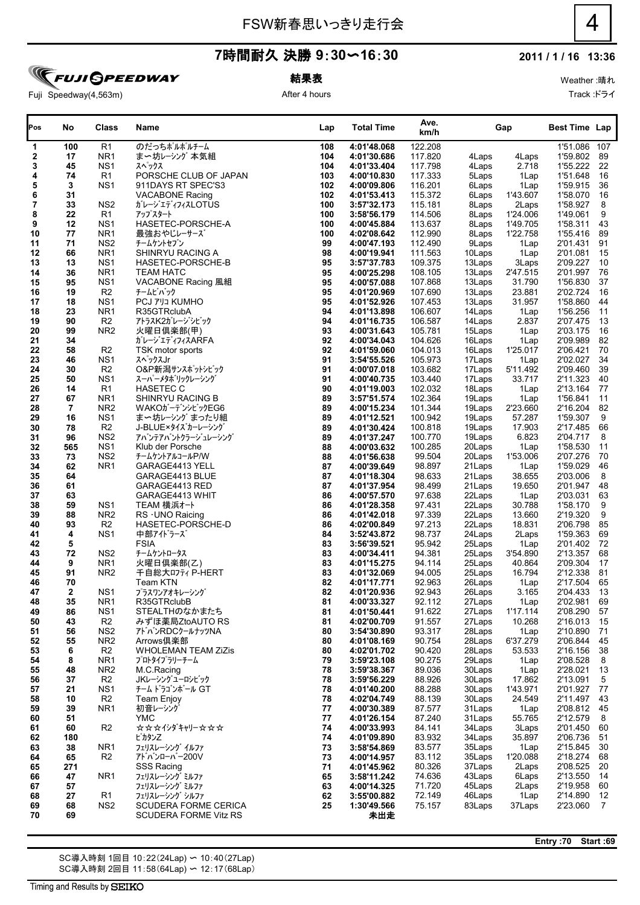# FSW新春思いっきり走行会

## 7時間耐久 決勝 9:30〜16:30

**2011 / 1 / 16 13:36**

FUJI SPEEDWAY

**結果表**

Weather :晴れ

Fuji Speedway(4,563m)

After 4 hours

Track :ドライ

| Pos | No | Class | Name | Lap | Total Time | Ave. km/h | Gap | | Best Time | Lap |
|---|---|---|---|---|---|---|---|---|---|---|
| 1 | 100 | R1 | のだっちポルポルチーム | 108 | 4:01'48.068 | 122.208 | | | 1'51.086 | 107 |
| 2 | 17 | NR1 | まーー坊レーシング 本気組 | 104 | 4:01'30.686 | 117.820 | 4Laps | 4Laps | 1'59.802 | 89 |
| 3 | 45 | NS1 | スペックス | 104 | 4:01'33.404 | 117.798 | 4Laps | 2.718 | 1'55.222 | 22 |
| 4 | 74 | R1 | PORSCHE CLUB OF JAPAN | 103 | 4:00'10.830 | 117.333 | 5Laps | 1Lap | 1'51.648 | 16 |
| 5 | 3 | NS1 | 911DAYS RT SPEC'S3 | 102 | 4:00'09.806 | 116.201 | 6Laps | 1Lap | 1'59.915 | 36 |
| 6 | 31 | | VACABONE Racing | 102 | 4:01'53.413 | 115.372 | 6Laps | 1'43.607 | 1'58.070 | 16 |
| 7 | 33 | NS2 | ガレージエディフィスLOTUS | 100 | 3:57'32.173 | 115.181 | 8Laps | 2Laps | 1'58.927 | 8 |
| 8 | 22 | R1 | アップスタート | 100 | 3:58'56.179 | 114.506 | 8Laps | 1'24.006 | 1'49.061 | 9 |
| 9 | 12 | NS1 | HASETEC-PORSCHE-A | 100 | 4:00'45.884 | 113.637 | 8Laps | 1'49.705 | 1'58.311 | 43 |
| 10 | 77 | NR1 | 最強おやじレーサーズ | 100 | 4:02'08.642 | 112.990 | 8Laps | 1'22.758 | 1'55.416 | 89 |
| 11 | 71 | NS2 | チームケントセブン | 99 | 4:00'47.193 | 112.490 | 9Laps | 1Lap | 2'01.431 | 91 |
| 12 | 66 | NR1 | SHINRYU RACING A | 98 | 4:00'19.941 | 111.563 | 10Laps | 1Lap | 2'01.081 | 15 |
| 13 | 13 | NS1 | HASETEC-PORSCHE-B | 95 | 3:57'37.783 | 109.375 | 13Laps | 3Laps | 2'09.227 | 10 |
| 14 | 36 | NR1 | TEAM HATC | 95 | 4:00'25.298 | 108.105 | 13Laps | 2'47.515 | 2'01.997 | 76 |
| 15 | 95 | NS1 | VACABONE Racing 風組 | 95 | 4:00'57.088 | 107.868 | 13Laps | 31.790 | 1'56.830 | 37 |
| 16 | 19 | R2 | チームビバック | 95 | 4:01'20.969 | 107.690 | 13Laps | 23.881 | 2'02.724 | 16 |
| 17 | 18 | NS1 | PCJ アリコ KUMHO | 95 | 4:01'52.926 | 107.453 | 13Laps | 31.957 | 1'58.860 | 44 |
| 18 | 23 | NR1 | R35GTRclubA | 94 | 4:01'13.898 | 106.607 | 14Laps | 1Lap | 1'56.256 | 11 |
| 19 | 90 | R2 | アトラスK2ガレージシビック | 94 | 4:01'16.735 | 106.587 | 14Laps | 2.837 | 2'07.475 | 13 |
| 20 | 99 | NR2 | 火曜日倶楽部(甲) | 93 | 4:00'31.643 | 105.781 | 15Laps | 1Lap | 2'03.175 | 16 |
| 21 | 34 | | ガレージエディフィスARFA | 92 | 4:00'34.043 | 104.626 | 16Laps | 1Lap | 2'09.989 | 82 |
| 22 | 58 | R2 | TSK motor sports | 92 | 4:01'59.060 | 104.013 | 16Laps | 1'25.017 | 2'06.421 | 70 |
| 23 | 46 | NS1 | スペックスJr | 91 | 3:54'55.526 | 105.973 | 17Laps | 1Lap | 2'02.027 | 34 |
| 24 | 30 | R2 | O&P新潟サンスポットシビック | 91 | 4:00'07.018 | 103.682 | 17Laps | 5'11.492 | 2'09.460 | 39 |
| 25 | 50 | NS1 | スーパーメタボリックレーシング | 91 | 4:00'40.735 | 103.440 | 17Laps | 33.717 | 2'11.323 | 40 |
| 26 | 14 | R1 | HASETEC C | 90 | 4:01'19.003 | 102.032 | 18Laps | 1Lap | 2'13.164 | 77 |
| 27 | 67 | NR1 | SHINRYU RACING B | 89 | 3:57'51.574 | 102.364 | 19Laps | 1Lap | 1'56.841 | 11 |
| 28 | 7 | NR2 | WAKOガーデンシビックEG6 | 89 | 4:00'15.234 | 101.344 | 19Laps | 2'23.660 | 2'16.204 | 82 |
| 29 | 16 | NS1 | まーー坊レーシング まったり組 | 89 | 4:01'12.521 | 100.942 | 19Laps | 57.287 | 1'59.307 | 9 |
| 30 | 78 | R2 | J-BLUE×タイズカーレーシング | 89 | 4:01'30.424 | 100.818 | 19Laps | 17.903 | 2'17.485 | 66 |
| 31 | 96 | NS2 | アバンテアバントクラージュレーシング | 89 | 4:01'37.247 | 100.770 | 19Laps | 6.823 | 2'04.717 | 8 |
| 32 | 565 | NS1 | Klub der Porsche | 88 | 4:00'03.632 | 100.285 | 20Laps | 1Lap | 1'58.530 | 11 |
| 33 | 73 | NS2 | チームケントアルコールP/W | 88 | 4:01'56.638 | 99.504 | 20Laps | 1'53.006 | 2'07.276 | 70 |
| 34 | 62 | NR1 | GARAGE4413 YELL | 87 | 4:00'39.649 | 98.897 | 21Laps | 1Lap | 1'59.029 | 46 |
| 35 | 64 | | GARAGE4413 BLUE | 87 | 4:01'18.304 | 98.633 | 21Laps | 38.655 | 2'03.006 | 8 |
| 36 | 61 | | GARAGE4413 RED | 87 | 4:01'37.954 | 98.499 | 21Laps | 19.650 | 2'01.947 | 48 |
| 37 | 63 | | GARAGE4413 WHIT | 86 | 4:00'57.570 | 97.638 | 22Laps | 1Lap | 2'03.031 | 63 |
| 38 | 59 | NS1 | TEAM 横浜オート | 86 | 4:01'28.358 | 97.431 | 22Laps | 30.788 | 1'58.170 | 9 |
| 39 | 88 | NR2 | RS・UNO Raicing | 86 | 4:01'42.018 | 97.339 | 22Laps | 13.660 | 2'19.320 | 9 |
| 40 | 93 | R2 | HASETEC-PORSCHE-D | 86 | 4:02'00.849 | 97.213 | 22Laps | 18.831 | 2'06.798 | 85 |
| 41 | 4 | NS1 | 中部アイドラーズ | 84 | 3:52'43.872 | 98.737 | 24Laps | 2Laps | 1'59.363 | 69 |
| 42 | 5 | | FSIA | 83 | 3:56'39.521 | 95.942 | 25Laps | 1Lap | 2'01.402 | 72 |
| 43 | 72 | NS2 | チームケントロータス | 83 | 4:00'34.411 | 94.381 | 25Laps | 3'54.890 | 2'13.357 | 68 |
| 44 | 9 | NR1 | 火曜日倶楽部(乙) | 83 | 4:01'15.275 | 94.114 | 25Laps | 40.864 | 2'09.304 | 17 |
| 45 | 91 | NR2 | 千自総大ロフティ P-HERT | 83 | 4:01'32.069 | 94.005 | 25Laps | 16.794 | 2'12.338 | 81 |
| 46 | 70 | | Team KTN | 82 | 4:01'17.771 | 92.963 | 26Laps | 1Lap | 2'17.504 | 65 |
| 47 | 2 | NS1 | プラスワンアオキレーシング | 82 | 4:01'20.936 | 92.943 | 26Laps | 3.165 | 2'04.433 | 13 |
| 48 | 35 | NR1 | R35GTRclubB | 81 | 4:00'33.327 | 92.112 | 27Laps | 1Lap | 2'02.981 | 69 |
| 49 | 86 | NS1 | STEALTHのなかまたち | 81 | 4:01'50.441 | 91.622 | 27Laps | 1'17.114 | 2'08.290 | 57 |
| 50 | 43 | R2 | みずほ薬局ZtoAUTO RS | 81 | 4:02'00.709 | 91.557 | 27Laps | 10.268 | 2'16.013 | 15 |
| 51 | 56 | NS2 | アドバンRDCクールナッツNA | 80 | 3:54'30.890 | 93.317 | 28Laps | 1Lap | 2'10.890 | 71 |
| 52 | 55 | NR2 | Arrows倶楽部 | 80 | 4:01'08.169 | 90.754 | 28Laps | 6'37.279 | 2'06.844 | 45 |
| 53 | 6 | R2 | WHOLEMAN TEAM ZiZis | 80 | 4:02'01.702 | 90.420 | 28Laps | 53.533 | 2'16.156 | 38 |
| 54 | 8 | NR1 | プロトタイプラリーチーム | 79 | 3:59'23.108 | 90.275 | 29Laps | 1Lap | 2'08.528 | 8 |
| 55 | 48 | NR2 | M.C.Racing | 78 | 3:59'38.367 | 89.036 | 30Laps | 1Lap | 2'28.021 | 13 |
| 56 | 37 | R2 | JKレーシングユーロシビック | 78 | 3:59'56.229 | 88.926 | 30Laps | 17.862 | 2'13.091 | 5 |
| 57 | 21 | NS1 | チーム ドラゴンボール GT | 78 | 4:01'40.200 | 88.288 | 30Laps | 1'43.971 | 2'01.927 | 77 |
| 58 | 10 | R2 | Team Enjoy | 78 | 4:02'04.749 | 88.139 | 30Laps | 24.549 | 2'11.497 | 43 |
| 59 | 39 | NR1 | 初音レーシング | 77 | 4:00'30.389 | 87.577 | 31Laps | 1Lap | 2'08.812 | 45 |
| 60 | 51 | | YMC | 77 | 4:01'26.154 | 87.240 | 31Laps | 55.765 | 2'12.579 | 8 |
| 61 | 60 | R2 | ☆☆☆イシダキャリー☆☆☆ | 74 | 4:00'33.993 | 84.141 | 34Laps | 3Laps | 2'01.450 | 60 |
| 62 | 180 | | ピカタンZ | 74 | 4:01'09.890 | 83.932 | 34Laps | 35.897 | 2'06.736 | 51 |
| 63 | 38 | NR1 | フェリスレーシング イルファ | 73 | 3:58'54.869 | 83.577 | 35Laps | 1Lap | 2'15.845 | 30 |
| 64 | 65 | R2 | アドバンローバー200V | 73 | 4:00'14.957 | 83.112 | 35Laps | 1'20.088 | 2'18.274 | 68 |
| 65 | 271 | | SSS Racing | 71 | 4:01'45.962 | 80.326 | 37Laps | 2Laps | 2'08.525 | 20 |
| 66 | 47 | NR1 | フェリスレーシング ミルファ | 65 | 3:58'11.242 | 74.636 | 43Laps | 6Laps | 2'13.550 | 14 |
| 67 | 57 | | フェリスレーシング ミルファ | 63 | 4:00'14.325 | 71.720 | 45Laps | 2Laps | 2'19.958 | 60 |
| 68 | 27 | R1 | フェリスレーシング シルファ | 62 | 3:55'00.882 | 72.149 | 46Laps | 1Lap | 2'14.890 | 12 |
| 69 | 68 | NS2 | SCUDERA FORME CERICA | 25 | 1:30'49.566 | 75.157 | 83Laps | 37Laps | 2'23.060 | 7 |
| 70 | 69 | | SCUDERA FORME Vitz RS | | 未出走 | | | | | |

**Entry :70 Start :69**

SC導入時刻 1回目 10:22(24Lap) 〜 10:40(27Lap)
SC導入時刻 2回目 11:58(64Lap) 〜 12:17(68Lap)

Timing and Results by SEIKO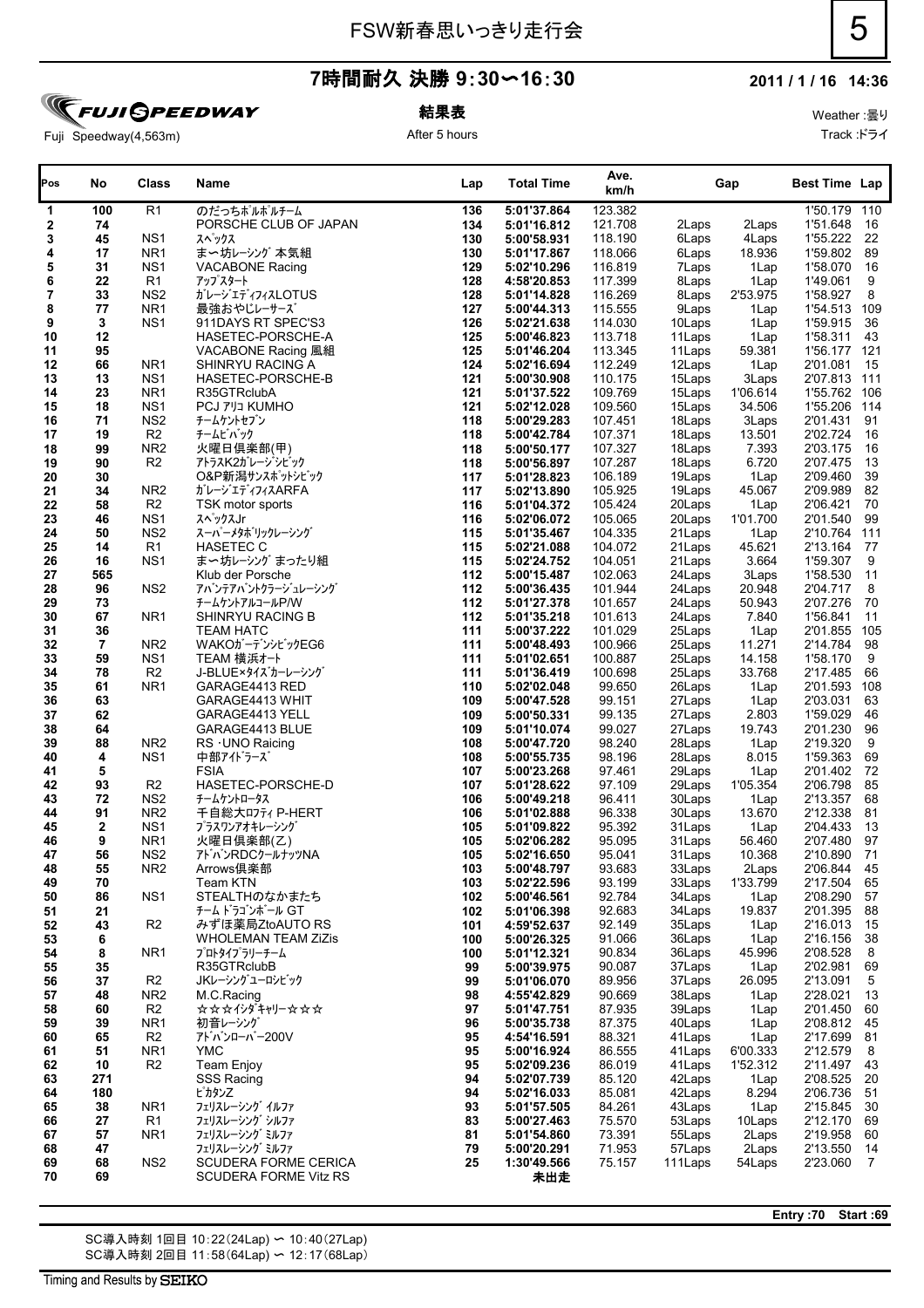# FSW新春思いっきり走行会

## 7時間耐久 決勝 9:30〜16:30

**2011 / 1 / 16 14:36**

FUJI SPEEDWAY

Fuji Speedway(4,563m)

**結果表**

After 5 hours

Weather :曇り

Track :ドライ

| Pos | No | Class | Name | Lap | Total Time | Ave. km/h | Gap | | Best Time | Lap |
|---|---|---|---|---|---|---|---|---|---|---|
| 1 | 100 | R1 | のだっちポルポルチーム | 136 | 5:01'37.864 | 123.382 | | | 1'50.179 | 110 |
| 2 | 74 | | PORSCHE CLUB OF JAPAN | 134 | 5:01'16.812 | 121.708 | 2Laps | 2Laps | 1'51.648 | 16 |
| 3 | 45 | NS1 | ｽﾍﾟｯｸｽ | 130 | 5:00'58.931 | 118.190 | 6Laps | 4Laps | 1'55.222 | 22 |
| 4 | 17 | NR1 | まー坊レーシング本気組 | 130 | 5:01'17.867 | 118.066 | 6Laps | 18.936 | 1'59.802 | 89 |
| 5 | 31 | NS1 | VACABONE Racing | 129 | 5:02'10.296 | 116.819 | 7Laps | 1Lap | 1'58.070 | 16 |
| 6 | 22 | R1 | ｱｯﾌﾟｽﾀｰﾄ | 128 | 4:58'20.853 | 117.399 | 8Laps | 1Lap | 1'49.061 | 9 |
| 7 | 33 | NS2 | ｶﾞﾚｰｼﾞｴﾃﾞｨﾌｨｽLOTUS | 128 | 5:01'14.828 | 116.269 | 8Laps | 2'53.975 | 1'58.927 | 8 |
| 8 | 77 | NR1 | 最強おやじレーサーズ | 127 | 5:00'44.313 | 115.555 | 9Laps | 1Lap | 1'54.513 | 109 |
| 9 | 3 | NS1 | 911DAYS RT SPEC'S3 | 126 | 5:02'21.638 | 114.030 | 10Laps | 1Lap | 1'59.915 | 36 |
| 10 | 12 | | HASETEC-PORSCHE-A | 125 | 5:00'46.823 | 113.718 | 11Laps | 1Lap | 1'58.311 | 43 |
| 11 | 95 | | VACABONE Racing 風組 | 125 | 5:01'46.204 | 113.345 | 11Laps | 59.381 | 1'56.177 | 121 |
| 12 | 66 | NR1 | SHINRYU RACING A | 124 | 5:02'16.694 | 112.249 | 12Laps | 1Lap | 2'01.081 | 15 |
| 13 | 13 | NS1 | HASETEC-PORSCHE-B | 121 | 5:00'30.908 | 110.175 | 15Laps | 3Laps | 2'07.813 | 111 |
| 14 | 23 | NR1 | R35GTRclubA | 121 | 5:01'37.522 | 109.769 | 15Laps | 1'06.614 | 1'55.762 | 106 |
| 15 | 18 | NS1 | PCJ ｱﾘｺ KUMHO | 121 | 5:02'12.028 | 109.560 | 15Laps | 34.506 | 1'55.206 | 114 |
| 16 | 71 | NS2 | ﾁｰﾑｹﾝﾄｾﾌﾞﾝ | 118 | 5:00'29.283 | 107.451 | 18Laps | 3Laps | 2'01.431 | 91 |
| 17 | 19 | R2 | ﾁｰﾑﾋﾞﾊﾞｯｸ | 118 | 5:00'42.784 | 107.371 | 18Laps | 13.501 | 2'02.724 | 16 |
| 18 | 99 | NR2 | 火曜日倶楽部(甲) | 118 | 5:00'50.177 | 107.327 | 18Laps | 7.393 | 2'03.175 | 16 |
| 19 | 90 | R2 | ｱﾄﾗｽK2ｶﾞﾚｰｼﾞｼﾋﾞｯｸ | 118 | 5:00'56.897 | 107.287 | 18Laps | 6.720 | 2'07.475 | 13 |
| 20 | 30 | | O&P新潟ｻﾝｽﾎﾟｯﾄｼﾋﾞｯｸ | 117 | 5:01'28.823 | 106.189 | 19Laps | 1Lap | 2'09.460 | 39 |
| 21 | 34 | NR2 | ｶﾞﾚｰｼﾞｴﾃﾞｨﾌｨｽARFA | 117 | 5:02'13.890 | 105.925 | 19Laps | 45.067 | 2'09.989 | 82 |
| 22 | 58 | R2 | TSK motor sports | 116 | 5:01'04.372 | 105.424 | 20Laps | 1Lap | 2'06.421 | 70 |
| 23 | 46 | NS1 | ｽﾍﾟｯｸｽJr | 116 | 5:02'06.072 | 105.065 | 20Laps | 1'01.700 | 2'01.540 | 99 |
| 24 | 50 | NS2 | ｽｰﾊﾟｰﾒﾀﾎﾞﾘｯｸﾚｰｼﾝｸﾞ | 115 | 5:01'35.467 | 104.335 | 21Laps | 1Lap | 2'10.764 | 111 |
| 25 | 14 | R1 | HASETEC C | 115 | 5:02'21.088 | 104.072 | 21Laps | 45.621 | 2'13.164 | 77 |
| 26 | 16 | NS1 | まー坊レーシングまったり組 | 115 | 5:02'24.752 | 104.051 | 21Laps | 3.664 | 1'59.307 | 9 |
| 27 | 565 | | Klub der Porsche | 112 | 5:00'15.487 | 102.063 | 24Laps | 3Laps | 1'58.530 | 11 |
| 28 | 96 | NS2 | ｱﾊﾞﾝﾃｱﾊﾞﾝﾄｸﾗｰｼﾞｭﾚｰｼﾝｸﾞ | 112 | 5:00'36.435 | 101.944 | 24Laps | 20.948 | 2'04.717 | 8 |
| 29 | 73 | | ﾁｰﾑｹﾝﾄｱﾙｺｰﾙP/W | 112 | 5:01'27.378 | 101.657 | 24Laps | 50.943 | 2'07.276 | 70 |
| 30 | 67 | NR1 | SHINRYU RACING B | 112 | 5:01'35.218 | 101.613 | 24Laps | 7.840 | 1'56.841 | 11 |
| 31 | 36 | | TEAM HATC | 111 | 5:00'37.222 | 101.029 | 25Laps | 1Lap | 2'01.855 | 105 |
| 32 | 7 | NR2 | WAKOｶﾞｰﾃﾞﾝｼﾋﾞｯｸEG6 | 111 | 5:00'48.493 | 100.966 | 25Laps | 11.271 | 2'14.784 | 98 |
| 33 | 59 | NS1 | TEAM 横浜ｵｰﾄ | 111 | 5:01'02.651 | 100.887 | 25Laps | 14.158 | 1'58.170 | 9 |
| 34 | 78 | R2 | J-BLUE×ﾀｲｽﾞｶｰﾚｰｼﾝｸﾞ | 111 | 5:01'36.419 | 100.698 | 25Laps | 33.768 | 2'17.485 | 66 |
| 35 | 61 | NR1 | GARAGE4413 RED | 110 | 5:02'02.048 | 99.650 | 26Laps | 1Lap | 2'01.593 | 108 |
| 36 | 63 | | GARAGE4413 WHIT | 109 | 5:00'47.528 | 99.151 | 27Laps | 1Lap | 2'03.031 | 63 |
| 37 | 62 | | GARAGE4413 YELL | 109 | 5:00'50.331 | 99.135 | 27Laps | 2.803 | 1'59.029 | 46 |
| 38 | 64 | | GARAGE4413 BLUE | 109 | 5:01'10.074 | 99.027 | 27Laps | 19.743 | 2'01.230 | 96 |
| 39 | 88 | NR2 | RS･UNO Raicing | 108 | 5:00'47.720 | 98.240 | 28Laps | 1Lap | 2'19.320 | 9 |
| 40 | 4 | NS1 | 中部ｱｲﾄﾞﾗｰｽﾞ | 108 | 5:00'55.735 | 98.196 | 28Laps | 8.015 | 1'59.363 | 69 |
| 41 | 5 | | FSIA | 107 | 5:00'23.268 | 97.461 | 29Laps | 1Lap | 2'01.402 | 72 |
| 42 | 93 | R2 | HASETEC-PORSCHE-D | 107 | 5:01'28.622 | 97.109 | 29Laps | 1'05.354 | 2'06.798 | 85 |
| 43 | 72 | NS2 | ﾁｰﾑｹﾝﾄﾛｰﾀｽ | 106 | 5:00'49.218 | 96.411 | 30Laps | 1Lap | 2'13.357 | 68 |
| 44 | 91 | NR2 | 千自総大ﾛﾌﾃｨ P-HERT | 106 | 5:01'02.888 | 96.338 | 30Laps | 13.670 | 2'12.338 | 81 |
| 45 | 2 | NS1 | ﾌﾟﾗｽﾜﾝｱｵｷﾚｰｼﾝｸﾞ | 105 | 5:01'09.822 | 95.392 | 31Laps | 1Lap | 2'04.433 | 13 |
| 46 | 9 | NR1 | 火曜日倶楽部(乙) | 105 | 5:02'06.282 | 95.095 | 31Laps | 56.460 | 2'07.480 | 97 |
| 47 | 56 | NS2 | ｱﾄﾞﾊﾞﾝRDCｸｰﾙﾅｯﾂNA | 105 | 5:02'16.650 | 95.041 | 31Laps | 10.368 | 2'10.890 | 71 |
| 48 | 55 | NR2 | Arrows倶楽部 | 103 | 5:00'48.797 | 93.683 | 33Laps | 2Laps | 2'06.844 | 45 |
| 49 | 70 | | Team KTN | 103 | 5:02'22.596 | 93.199 | 33Laps | 1'33.799 | 2'17.504 | 65 |
| 50 | 86 | NS1 | STEALTHのなかまたち | 102 | 5:00'46.561 | 92.784 | 34Laps | 1Lap | 2'08.290 | 57 |
| 51 | 21 | | ﾁｰﾑ ﾄﾞﾗｺﾞﾝﾎﾞｰﾙ GT | 102 | 5:01'06.398 | 92.683 | 34Laps | 19.837 | 2'01.395 | 88 |
| 52 | 43 | R2 | みずほ薬局ZtoAUTO RS | 101 | 4:59'52.637 | 92.149 | 35Laps | 1Lap | 2'16.013 | 15 |
| 53 | 6 | | WHOLEMAN TEAM ZiZis | 100 | 5:00'26.325 | 91.066 | 36Laps | 1Lap | 2'16.156 | 38 |
| 54 | 8 | NR1 | ﾌﾟﾛﾄﾀｲﾌﾟﾗﾘｰﾁｰﾑ | 100 | 5:01'12.321 | 90.834 | 36Laps | 45.996 | 2'08.528 | 8 |
| 55 | 35 | | R35GTRclubB | 99 | 5:00'39.975 | 90.087 | 37Laps | 1Lap | 2'02.981 | 69 |
| 56 | 37 | R2 | JKﾚｰｼﾝｸﾞﾕｰﾛｼﾋﾞｯｸ | 99 | 5:01'06.070 | 89.956 | 37Laps | 26.095 | 2'13.091 | 5 |
| 57 | 48 | NR2 | M.C.Racing | 98 | 4:55'42.829 | 90.669 | 38Laps | 1Lap | 2'28.021 | 13 |
| 58 | 60 | R2 | ☆☆☆ｲｼﾀﾞｷｬﾘｰ☆☆☆ | 97 | 5:01'47.751 | 87.935 | 39Laps | 1Lap | 2'01.450 | 60 |
| 59 | 39 | NR1 | 初音ﾚｰｼﾝｸﾞ | 96 | 5:00'35.738 | 87.375 | 40Laps | 1Lap | 2'08.812 | 45 |
| 60 | 65 | R2 | ｱﾄﾞﾊﾞﾝﾛｰﾊﾞｰ200V | 95 | 4:54'16.591 | 88.321 | 41Laps | 1Lap | 2'17.699 | 81 |
| 61 | 51 | NR1 | YMC | 95 | 5:00'16.924 | 86.555 | 41Laps | 6'00.333 | 2'12.579 | 8 |
| 62 | 10 | R2 | Team Enjoy | 95 | 5:02'09.236 | 86.019 | 41Laps | 1'52.312 | 2'11.497 | 43 |
| 63 | 271 | | SSS Racing | 94 | 5:02'07.739 | 85.120 | 42Laps | 1Lap | 2'08.525 | 20 |
| 64 | 180 | | ﾋﾟｶﾀﾝZ | 94 | 5:02'16.033 | 85.081 | 42Laps | 8.294 | 2'06.736 | 51 |
| 65 | 38 | NR1 | ﾌｪﾘｽﾚｰｼﾝｸﾞ ｲﾙﾌｧ | 93 | 5:01'57.505 | 84.261 | 43Laps | 1Lap | 2'15.845 | 30 |
| 66 | 27 | R1 | ﾌｪﾘｽﾚｰｼﾝｸﾞ ｼﾙﾌｧ | 83 | 5:00'27.463 | 75.570 | 53Laps | 10Laps | 2'12.170 | 69 |
| 67 | 57 | NR1 | ﾌｪﾘｽﾚｰｼﾝｸﾞ ﾐﾙﾌｧ | 81 | 5:01'54.860 | 73.391 | 55Laps | 2Laps | 2'19.958 | 60 |
| 68 | 47 | | ﾌｪﾘｽﾚｰｼﾝｸﾞ ﾐﾙﾌｧ | 79 | 5:00'20.291 | 71.953 | 57Laps | 2Laps | 2'13.550 | 14 |
| 69 | 68 | NS2 | SCUDERA FORME CERICA | 25 | 1:30'49.566 | 75.157 | 111Laps | 54Laps | 2'23.060 | 7 |
| 70 | 69 | | SCUDERA FORME Vitz RS | | 未出走 | | | | | |

**Entry :70 Start :69**

SC導入時刻 1回目 10:22(24Lap) 〜 10:40(27Lap)

SC導入時刻 2回目 11:58(64Lap) 〜 12:17(68Lap)

Timing and Results by SEIKO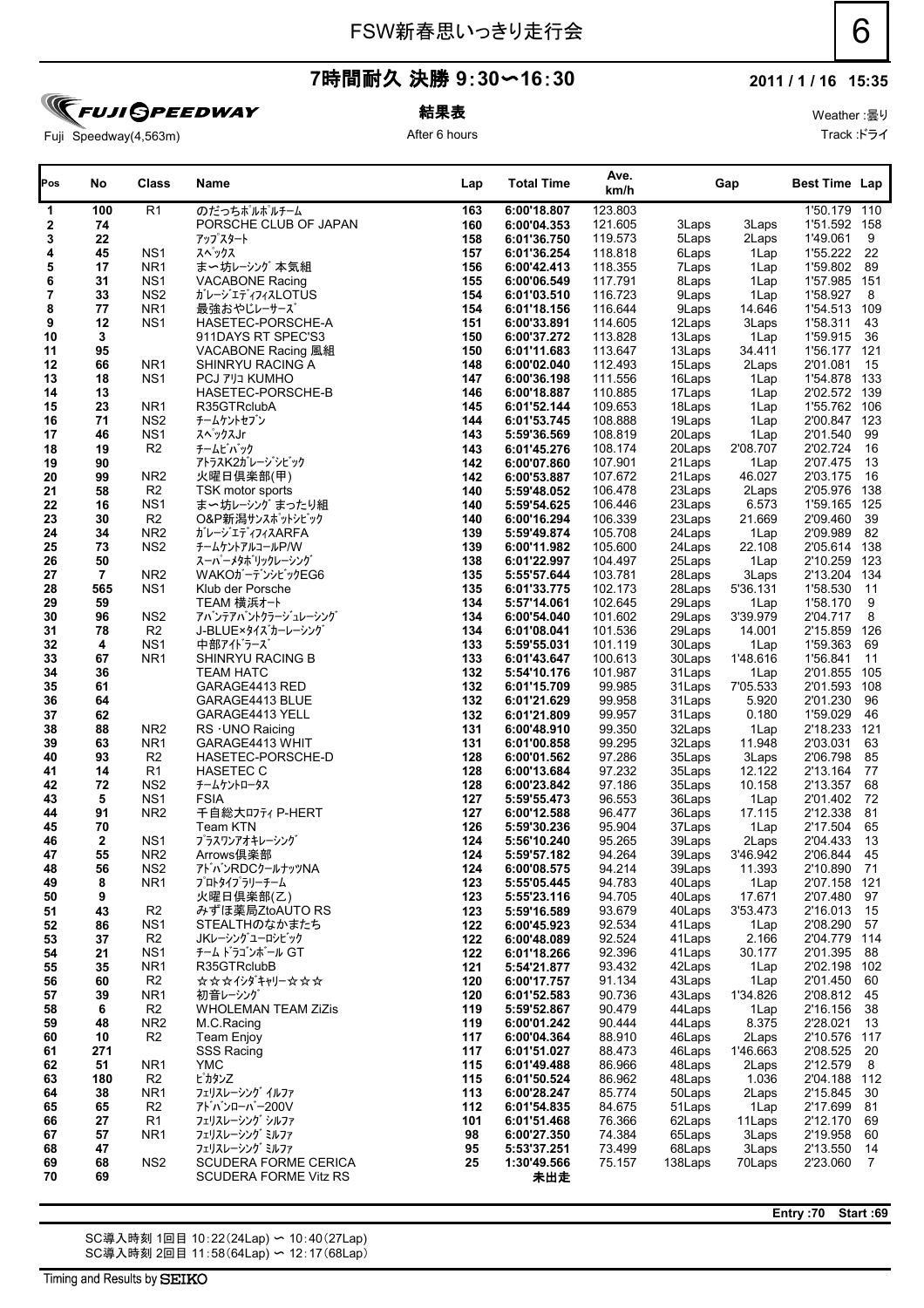# FSW新春思いっきり走行会

## 7時間耐久 決勝 9:30〜16:30

**2011 / 1 / 16 15:35**

FUJI SPEEDWAY

Fuji Speedway(4,563m)

**結果表**

After 6 hours

Weather :曇り

Track :ドライ

| Pos | No | Class | Name | Lap | Total Time | Ave. km/h | Gap | | Best Time | Lap |
|---|---|---|---|---|---|---|---|---|---|---|
| 1 | 100 | R1 | のだっちポルポルチーム | 163 | 6:00'18.807 | 123.803 | | | 1'50.179 | 110 |
| 2 | 74 | | PORSCHE CLUB OF JAPAN | 160 | 6:00'04.353 | 121.605 | 3Laps | 3Laps | 1'51.592 | 158 |
| 3 | 22 | | ｱｯﾌﾟｽﾀｰﾄ | 158 | 6:01'36.750 | 119.573 | 5Laps | 2Laps | 1'49.061 | 9 |
| 4 | 45 | NS1 | ｽﾍﾟｯｸｽ | 157 | 6:01'36.254 | 118.818 | 6Laps | 1Lap | 1'55.222 | 22 |
| 5 | 17 | NR1 | まー坊ﾚｰｼﾝｸﾞ本気組 | 156 | 6:00'42.413 | 118.355 | 7Laps | 1Lap | 1'59.802 | 89 |
| 6 | 31 | NS1 | VACABONE Racing | 155 | 6:00'06.549 | 117.791 | 8Laps | 1Lap | 1'57.985 | 151 |
| 7 | 33 | NS2 | ｶﾞﾚｰｼﾞｴﾃﾞｨﾌｨｽLOTUS | 154 | 6:01'03.510 | 116.723 | 9Laps | 1Lap | 1'58.927 | 8 |
| 8 | 77 | NR1 | 最強おやじﾚｰｻｰｽﾞ | 154 | 6:01'18.156 | 116.644 | 9Laps | 14.646 | 1'54.513 | 109 |
| 9 | 12 | NS1 | HASETEC-PORSCHE-A | 151 | 6:00'33.891 | 114.605 | 12Laps | 3Laps | 1'58.311 | 43 |
| 10 | 3 | | 911DAYS RT SPEC'S3 | 150 | 6:00'37.272 | 113.828 | 13Laps | 1Lap | 1'59.915 | 36 |
| 11 | 95 | | VACABONE Racing 風組 | 150 | 6:01'11.683 | 113.647 | 13Laps | 34.411 | 1'56.177 | 121 |
| 12 | 66 | NR1 | SHINRYU RACING A | 148 | 6:00'02.040 | 112.493 | 15Laps | 2Laps | 2'01.081 | 15 |
| 13 | 18 | NS1 | PCJ ｱﾘｺ KUMHO | 147 | 6:00'36.198 | 111.556 | 16Laps | 1Lap | 1'54.878 | 133 |
| 14 | 13 | | HASETEC-PORSCHE-B | 146 | 6:00'18.887 | 110.885 | 17Laps | 1Lap | 2'02.572 | 139 |
| 15 | 23 | NR1 | R35GTRclubA | 145 | 6:01'52.144 | 109.653 | 18Laps | 1Lap | 1'55.762 | 106 |
| 16 | 71 | NS2 | ﾁｰﾑｹﾝﾄｾﾌﾞﾝ | 144 | 6:01'53.745 | 108.888 | 19Laps | 1Lap | 2'00.847 | 123 |
| 17 | 46 | NS1 | ｽﾍﾟｯｸｽJr | 143 | 5:59'36.569 | 108.819 | 20Laps | 1Lap | 2'01.540 | 99 |
| 18 | 19 | R2 | ﾁｰﾑﾋﾞﾊﾞｯｸ | 143 | 6:01'45.276 | 108.174 | 20Laps | 2'08.707 | 2'02.724 | 16 |
| 19 | 90 | | ｱﾄﾗｽK2ｶﾞﾚｰｼﾞｼﾋﾞｯｸ | 142 | 6:00'07.860 | 107.901 | 21Laps | 1Lap | 2'07.475 | 13 |
| 20 | 99 | NR2 | 火曜日倶楽部(甲) | 142 | 6:00'53.887 | 107.672 | 21Laps | 46.027 | 2'03.175 | 16 |
| 21 | 58 | R2 | TSK motor sports | 140 | 5:59'48.052 | 106.478 | 23Laps | 2Laps | 2'05.976 | 138 |
| 22 | 16 | NS1 | まー坊ﾚｰｼﾝｸﾞまったり組 | 140 | 5:59'54.625 | 106.446 | 23Laps | 6.573 | 1'59.165 | 125 |
| 23 | 30 | R2 | O&P新潟ｻﾝｽﾎﾟｯﾄｼﾋﾞｯｸ | 140 | 6:00'16.294 | 106.339 | 23Laps | 21.669 | 2'09.460 | 39 |
| 24 | 34 | NR2 | ｶﾞﾚｰｼﾞｴﾃﾞｨﾌｨｽARFA | 139 | 5:59'49.874 | 105.708 | 24Laps | 1Lap | 2'09.989 | 82 |
| 25 | 73 | NS2 | ﾁｰﾑｹﾝﾄｱﾙｺｰﾙP/W | 139 | 6:00'11.982 | 105.600 | 24Laps | 22.108 | 2'05.614 | 138 |
| 26 | 50 | | ｽｰﾊﾟｰﾒﾀﾎﾞﾘｯｸﾚｰｼﾝｸﾞ | 138 | 6:01'22.997 | 104.497 | 25Laps | 1Lap | 2'10.259 | 123 |
| 27 | 7 | NR2 | WAKOｶﾞｰﾃﾞﾝｼﾋﾞｯｸEG6 | 135 | 5:55'57.644 | 103.781 | 28Laps | 3Laps | 2'13.204 | 134 |
| 28 | 565 | NS1 | Klub der Porsche | 135 | 6:01'33.775 | 102.173 | 28Laps | 5'36.131 | 1'58.530 | 11 |
| 29 | 59 | | TEAM 横浜オート | 134 | 5:57'14.061 | 102.645 | 29Laps | 1Lap | 1'58.170 | 9 |
| 30 | 96 | NS2 | ｱﾊﾞﾝﾃｱﾊﾞﾝﾄｸﾗｰｼﾞｭﾚｰｼﾝｸﾞ | 134 | 6:00'54.040 | 101.602 | 29Laps | 3'39.979 | 2'04.717 | 8 |
| 31 | 78 | R2 | J-BLUE×ﾀｲｽﾞｶｰﾚｰｼﾝｸﾞ | 134 | 6:01'08.041 | 101.536 | 29Laps | 14.001 | 2'15.859 | 126 |
| 32 | 4 | NS1 | 中部ｱｲﾄﾞﾗｰｽﾞ | 133 | 5:59'55.031 | 101.119 | 30Laps | 1Lap | 1'59.363 | 69 |
| 33 | 67 | NR1 | SHINRYU RACING B | 133 | 6:01'43.647 | 100.613 | 30Laps | 1'48.616 | 1'56.841 | 11 |
| 34 | 36 | | TEAM HATC | 132 | 5:54'10.176 | 101.987 | 31Laps | 1Lap | 2'01.855 | 105 |
| 35 | 61 | | GARAGE4413 RED | 132 | 6:01'15.709 | 99.985 | 31Laps | 7'05.533 | 2'01.593 | 108 |
| 36 | 64 | | GARAGE4413 BLUE | 132 | 6:01'21.629 | 99.958 | 31Laps | 5.920 | 2'01.230 | 96 |
| 37 | 62 | | GARAGE4413 YELL | 132 | 6:01'21.809 | 99.957 | 31Laps | 0.180 | 1'59.029 | 46 |
| 38 | 88 | NR2 | RS ･UNO Raicing | 131 | 6:00'48.910 | 99.350 | 32Laps | 1Lap | 2'18.233 | 121 |
| 39 | 63 | NR1 | GARAGE4413 WHIT | 131 | 6:01'00.858 | 99.295 | 32Laps | 11.948 | 2'03.031 | 63 |
| 40 | 93 | R2 | HASETEC-PORSCHE-D | 128 | 6:00'01.562 | 97.286 | 35Laps | 3Laps | 2'06.798 | 85 |
| 41 | 14 | R1 | HASETEC C | 128 | 6:00'13.684 | 97.232 | 35Laps | 12.122 | 2'13.164 | 77 |
| 42 | 72 | NS2 | ﾁｰﾑｹﾝﾄﾛｰﾀｽ | 128 | 6:00'23.842 | 97.186 | 35Laps | 10.158 | 2'13.357 | 68 |
| 43 | 5 | NS1 | FSIA | 127 | 5:59'55.473 | 96.553 | 36Laps | 1Lap | 2'01.402 | 72 |
| 44 | 91 | NR2 | 千自総大ﾛﾌﾃｨ P-HERT | 127 | 6:00'12.588 | 96.477 | 36Laps | 17.115 | 2'12.338 | 81 |
| 45 | 70 | | Team KTN | 126 | 5:59'30.236 | 95.904 | 37Laps | 1Lap | 2'17.504 | 65 |
| 46 | 2 | NS1 | ﾌﾟﾗｽﾜﾝｱｵｷﾚｰｼﾝｸﾞ | 124 | 5:56'10.240 | 95.265 | 39Laps | 2Laps | 2'04.433 | 13 |
| 47 | 55 | NR2 | Arrows倶楽部 | 124 | 5:59'57.182 | 94.264 | 39Laps | 3'46.942 | 2'06.844 | 45 |
| 48 | 56 | NS2 | ｱﾄﾞﾊﾞﾝRDCｸｰﾙﾅｯﾂNA | 124 | 6:00'08.575 | 94.214 | 39Laps | 11.393 | 2'10.890 | 71 |
| 49 | 8 | NR1 | ﾌﾟﾛﾄﾀｲﾌﾟﾗﾘｰﾁｰﾑ | 123 | 5:55'05.445 | 94.783 | 40Laps | 1Lap | 2'07.158 | 121 |
| 50 | 9 | | 火曜日倶楽部(乙) | 123 | 5:55'23.116 | 94.705 | 40Laps | 17.671 | 2'07.480 | 97 |
| 51 | 43 | R2 | みずほ薬局ZtoAUTO RS | 123 | 5:59'16.589 | 93.679 | 40Laps | 3'53.473 | 2'16.013 | 15 |
| 52 | 86 | NS1 | STEALTHのなかまたち | 122 | 6:00'45.923 | 92.534 | 41Laps | 1Lap | 2'08.290 | 57 |
| 53 | 37 | R2 | JKﾚｰｼﾝｸﾞﾕｰﾛｼﾋﾞｯｸ | 122 | 6:00'48.089 | 92.524 | 41Laps | 2.166 | 2'04.779 | 114 |
| 54 | 21 | NS1 | ﾁｰﾑ ﾄﾞﾗｺﾞﾝﾎﾞｰﾙ GT | 122 | 6:01'18.266 | 92.396 | 41Laps | 30.177 | 2'01.395 | 88 |
| 55 | 35 | NR1 | R35GTRclubB | 121 | 5:54'21.877 | 93.432 | 42Laps | 1Lap | 2'02.198 | 102 |
| 56 | 60 | R2 | ☆☆☆ｲｼﾀﾞｷｬﾘｰ☆☆☆ | 120 | 6:00'17.757 | 91.134 | 43Laps | 1Lap | 2'01.450 | 60 |
| 57 | 39 | NR1 | 初音ﾚｰｼﾝｸﾞ | 120 | 6:01'52.583 | 90.736 | 43Laps | 1'34.826 | 2'08.812 | 45 |
| 58 | 6 | R2 | WHOLEMAN TEAM ZiZis | 119 | 5:59'52.867 | 90.479 | 44Laps | 1Lap | 2'16.156 | 38 |
| 59 | 48 | NR2 | M.C.Racing | 119 | 6:00'01.242 | 90.444 | 44Laps | 8.375 | 2'28.021 | 13 |
| 60 | 10 | R2 | Team Enjoy | 117 | 6:00'04.364 | 88.910 | 46Laps | 2Laps | 2'10.576 | 117 |
| 61 | 271 | | SSS Racing | 117 | 6:01'51.027 | 88.473 | 46Laps | 1'46.663 | 2'08.525 | 20 |
| 62 | 51 | NR1 | YMC | 115 | 6:01'49.488 | 86.966 | 48Laps | 2Laps | 2'12.579 | 8 |
| 63 | 180 | R2 | ﾋﾟｶﾀﾝZ | 115 | 6:01'50.524 | 86.962 | 48Laps | 1.036 | 2'04.188 | 112 |
| 64 | 38 | NR1 | ﾌｪﾘｽﾚｰｼﾝｸﾞ ｲﾙﾌｧ | 113 | 6:00'28.247 | 85.774 | 50Laps | 2Laps | 2'15.845 | 30 |
| 65 | 65 | R2 | ｱﾄﾞﾊﾞﾝﾛｰﾊﾞｰ200V | 112 | 6:01'54.835 | 84.675 | 51Laps | 1Lap | 2'17.699 | 81 |
| 66 | 27 | R1 | ﾌｪﾘｽﾚｰｼﾝｸﾞ ｼﾙﾌｧ | 101 | 6:01'51.468 | 76.366 | 62Laps | 11Laps | 2'12.170 | 69 |
| 67 | 57 | NR1 | ﾌｪﾘｽﾚｰｼﾝｸﾞ ﾐﾙﾌｧ | 98 | 6:00'27.350 | 74.384 | 65Laps | 3Laps | 2'19.958 | 60 |
| 68 | 47 | | ﾌｪﾘｽﾚｰｼﾝｸﾞ ﾐﾙﾌｧ | 95 | 5:53'37.251 | 73.499 | 68Laps | 3Laps | 2'13.550 | 14 |
| 69 | 68 | NS2 | SCUDERA FORME CERICA | 25 | 1:30'49.566 | 75.157 | 138Laps | 70Laps | 2'23.060 | 7 |
| 70 | 69 | | SCUDERA FORME Vitz RS | | 未出走 | | | | | |

**Entry :70 Start :69**

SC導入時刻 1回目 10:22(24Lap) 〜 10:40(27Lap)
SC導入時刻 2回目 11:58(64Lap) 〜 12:17(68Lap)

Timing and Results by SEIKO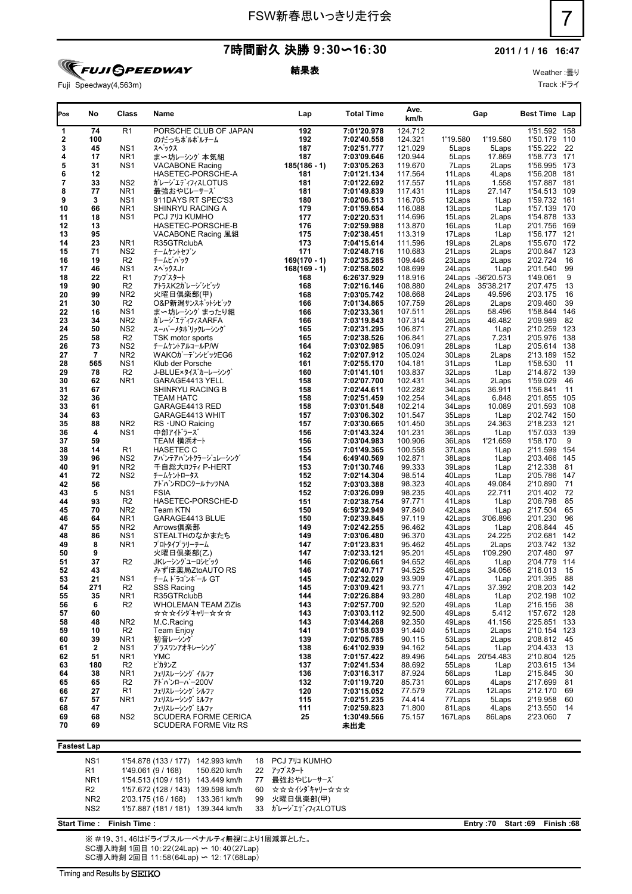# FSW新春思いっきり走行会

## 7時間耐久 決勝 9:30∽16:30

**2011 / 1 / 16 16:47**

FUJI SPEEDWAY

Fuji Speedway(4,563m)

**結果表**

Weather :曇り

Track :ドライ

| Pos | No | Class | Name | Lap | Total Time | Ave. km/h | Gap | | Best Time | Lap |
|---|---|---|---|---|---|---|---|---|---|---|
| 1 | 74 | R1 | PORSCHE CLUB OF JAPAN | 192 | 7:01'20.978 | 124.712 | | | 1'51.592 | 158 |
| 2 | 100 | | のだっちポルポルチーム | 192 | 7:02'40.558 | 124.321 | 1'19.580 | 1'19.580 | 1'50.179 | 110 |
| 3 | 45 | NS1 | ｽﾍﾟｯｸｽ | 187 | 7:02'51.777 | 121.029 | 5Laps | 5Laps | 1'55.222 | 22 |
| 4 | 17 | NR1 | まー坊レーシング 本気組 | 187 | 7:03'09.646 | 120.944 | 5Laps | 17.869 | 1'58.773 | 171 |
| 5 | 31 | NS1 | VACABONE Racing | 185(186 - 1) | 7:03'05.263 | 119.670 | 7Laps | 2Laps | 1'56.995 | 173 |
| 6 | 12 | | HASETEC-PORSCHE-A | 181 | 7:01'21.134 | 117.564 | 11Laps | 4Laps | 1'56.208 | 181 |
| 7 | 33 | NS2 | ｶﾞﾚｰｼﾞｴﾃﾞｨﾌｨｽLOTUS | 181 | 7:01'22.692 | 117.557 | 11Laps | 1.558 | 1'57.887 | 181 |
| 8 | 77 | NR1 | 最強おやじレーサーズ | 181 | 7:01'49.839 | 117.431 | 11Laps | 27.147 | 1'54.513 | 109 |
| 9 | 3 | NS1 | 911DAYS RT SPEC'S3 | 180 | 7:02'06.513 | 116.705 | 12Laps | 1Lap | 1'59.732 | 161 |
| 10 | 66 | NR1 | SHINRYU RACING A | 179 | 7:01'59.654 | 116.088 | 13Laps | 1Lap | 1'57.139 | 170 |
| 11 | 18 | NS1 | PCJ ｱﾘｺ KUMHO | 177 | 7:02'20.531 | 114.696 | 15Laps | 2Laps | 1'54.878 | 133 |
| 12 | 13 | | HASETEC-PORSCHE-B | 176 | 7:02'59.988 | 113.870 | 16Laps | 1Lap | 2'01.756 | 169 |
| 13 | 95 | | VACABONE Racing 風組 | 175 | 7:02'38.451 | 113.319 | 17Laps | 1Lap | 1'56.177 | 121 |
| 14 | 23 | NR1 | R35GTRclubA | 173 | 7:04'15.614 | 111.596 | 19Laps | 2Laps | 1'55.670 | 172 |
| 15 | 71 | NS2 | ﾁｰﾑｹﾝﾄｾﾌﾞﾝ | 171 | 7:02'48.716 | 110.683 | 21Laps | 2Laps | 2'00.847 | 123 |
| 16 | 19 | R2 | ﾁｰﾑﾋﾞﾊﾞｯｸ | 169(170 - 1) | 7:02'35.285 | 109.446 | 23Laps | 2Laps | 2'02.724 | 16 |
| 17 | 46 | NS1 | ｽﾍﾟｯｸｽJr | 168(169 - 1) | 7:02'58.502 | 108.699 | 24Laps | 1Lap | 2'01.540 | 99 |
| 18 | 22 | R1 | ｱｯﾌﾟｽﾀｰﾄ | 168 | 6:26'37.929 | 118.916 | 24Laps | -36'20.573 | 1'49.061 | 9 |
| 19 | 90 | R2 | ｱﾄﾗｽK2ｶﾞﾚｰｼﾞｼﾋﾞｯｸ | 168 | 7:02'16.146 | 108.880 | 24Laps | 35'38.217 | 2'07.475 | 13 |
| 20 | 99 | NR2 | 火曜日倶楽部(甲) | 168 | 7:03'05.742 | 108.668 | 24Laps | 49.596 | 2'03.175 | 16 |
| 21 | 30 | R2 | O&P新潟ｻﾝｽﾎﾟｯﾄｼﾋﾞｯｸ | 166 | 7:01'34.865 | 107.759 | 26Laps | 2Laps | 2'09.460 | 39 |
| 22 | 16 | NS1 | まー坊レーシング まったり組 | 166 | 7:02'33.361 | 107.511 | 26Laps | 58.496 | 1'58.844 | 146 |
| 23 | 34 | NR2 | ｶﾞﾚｰｼﾞｴﾃﾞｨﾌｨｽARFA | 166 | 7:03'19.843 | 107.314 | 26Laps | 46.482 | 2'09.989 | 82 |
| 24 | 50 | NS2 | ｽｰﾊﾟｰﾒﾀﾎﾞﾘｯｸﾚｰｼﾝｸﾞ | 165 | 7:02'31.295 | 106.871 | 27Laps | 1Lap | 2'10.259 | 123 |
| 25 | 58 | R2 | TSK motor sports | 165 | 7:02'38.526 | 106.841 | 27Laps | 7.231 | 2'05.976 | 138 |
| 26 | 73 | NS2 | ﾁｰﾑｹﾝﾄｱﾙｺｰﾙP/W | 164 | 7:03'02.985 | 106.091 | 28Laps | 1Lap | 2'05.614 | 138 |
| 27 | 7 | NR2 | WAKOｶﾞｰﾃﾞﾝｼﾋﾞｯｸEG6 | 162 | 7:02'07.912 | 105.024 | 30Laps | 2Laps | 2'13.189 | 152 |
| 28 | 565 | NS1 | Klub der Porsche | 161 | 7:02'55.170 | 104.181 | 31Laps | 1Lap | 1'58.530 | 11 |
| 29 | 78 | R2 | J-BLUE×ﾀｲｽﾞｶｰﾚｰｼﾝｸﾞ | 160 | 7:01'41.101 | 103.837 | 32Laps | 1Lap | 2'14.872 | 139 |
| 30 | 62 | NR1 | GARAGE4413 YELL | 158 | 7:02'07.700 | 102.431 | 34Laps | 2Laps | 1'59.029 | 46 |
| 31 | 67 | | SHINRYU RACING B | 158 | 7:02'44.611 | 102.282 | 34Laps | 36.911 | 1'56.841 | 11 |
| 32 | 36 | | TEAM HATC | 158 | 7:02'51.459 | 102.254 | 34Laps | 6.848 | 2'01.855 | 105 |
| 33 | 61 | | GARAGE4413 RED | 158 | 7:03'01.548 | 102.214 | 34Laps | 10.089 | 2'01.593 | 108 |
| 34 | 63 | | GARAGE4413 WHIT | 157 | 7:03'06.302 | 101.547 | 35Laps | 1Lap | 2'02.742 | 150 |
| 35 | 88 | NR2 | RS･UNO Raicing | 157 | 7:03'30.665 | 101.450 | 35Laps | 24.363 | 2'18.233 | 121 |
| 36 | 4 | NS1 | 中部ｱｲﾄﾞﾗｰｽﾞ | 156 | 7:01'43.324 | 101.231 | 36Laps | 1Lap | 1'57.033 | 139 |
| 37 | 59 | | TEAM 横浜オート | 156 | 7:03'04.983 | 100.906 | 36Laps | 1'21.659 | 1'58.170 | 9 |
| 38 | 14 | R1 | HASETEC C | 155 | 7:01'49.365 | 100.558 | 37Laps | 1Lap | 2'11.599 | 154 |
| 39 | 96 | NS2 | ｱﾊﾞﾝﾃｱﾊﾞﾝﾄﾞｸﾗｰｼﾞｭﾚｰｼﾝｸﾞ | 154 | 6:49'40.569 | 102.871 | 38Laps | 1Lap | 2'03.466 | 145 |
| 40 | 91 | NR2 | 千自総大ﾛﾌﾃｨ P-HERT | 153 | 7:01'30.746 | 99.333 | 39Laps | 1Lap | 2'12.338 | 81 |
| 41 | 72 | NS2 | ﾁｰﾑｹﾝﾄﾛｰﾀｽ | 152 | 7:02'14.304 | 98.514 | 40Laps | 1Lap | 2'05.786 | 147 |
| 42 | 56 | | ｱﾄﾞﾊﾞﾝRDCｸｰﾙﾅｯﾂNA | 152 | 7:03'03.388 | 98.323 | 40Laps | 49.084 | 2'10.890 | 71 |
| 43 | 5 | NS1 | FSIA | 152 | 7:03'26.099 | 98.235 | 40Laps | 22.711 | 2'01.402 | 72 |
| 44 | 93 | R2 | HASETEC-PORSCHE-D | 151 | 7:02'38.754 | 97.771 | 41Laps | 1Lap | 2'06.798 | 85 |
| 45 | 70 | NR2 | Team KTN | 150 | 6:59'32.949 | 97.840 | 42Laps | 1Lap | 2'17.504 | 65 |
| 46 | 64 | NR1 | GARAGE4413 BLUE | 150 | 7:02'39.845 | 97.119 | 42Laps | 3'06.896 | 2'01.230 | 96 |
| 47 | 55 | NR2 | Arrows倶楽部 | 149 | 7:02'42.255 | 96.462 | 43Laps | 1Lap | 2'06.844 | 45 |
| 48 | 86 | NS1 | STEALTHのなかまたち | 149 | 7:03'06.480 | 96.370 | 43Laps | 24.225 | 2'02.681 | 142 |
| 49 | 8 | NR1 | ﾌﾟﾛﾄﾀｲﾌﾟﾗﾘｰﾁｰﾑ | 147 | 7:01'23.831 | 95.462 | 45Laps | 2Laps | 2'03.742 | 132 |
| 50 | 9 | | 火曜日倶楽部(乙) | 147 | 7:02'33.121 | 95.201 | 45Laps | 1'09.290 | 2'07.480 | 97 |
| 51 | 37 | R2 | JKﾚｰｼﾝｸﾞﾕｰﾛｼﾋﾞｯｸ | 146 | 7:02'06.661 | 94.652 | 46Laps | 1Lap | 2'04.779 | 114 |
| 52 | 43 | | みずほ薬局ZtoAUTO RS | 146 | 7:02'40.717 | 94.525 | 46Laps | 34.056 | 2'16.013 | 15 |
| 53 | 21 | NS1 | ﾁｰﾑ ﾄﾞﾗｺﾞﾝﾎﾞｰﾙ GT | 145 | 7:02'32.029 | 93.909 | 47Laps | 1Lap | 2'01.395 | 88 |
| 54 | 271 | R2 | SSS Racing | 145 | 7:03'09.421 | 93.771 | 47Laps | 37.392 | 2'08.203 | 142 |
| 55 | 35 | NR1 | R35GTRclubB | 144 | 7:02'26.884 | 93.280 | 48Laps | 1Lap | 2'02.198 | 102 |
| 56 | 6 | R2 | WHOLEMAN TEAM ZiZis | 143 | 7:02'57.700 | 92.520 | 49Laps | 1Lap | 2'16.156 | 38 |
| 57 | 60 | | ☆☆☆ｲｼﾀﾞｷｬﾘｰ☆☆☆ | 143 | 7:03'03.112 | 92.500 | 49Laps | 5.412 | 1'57.672 | 128 |
| 58 | 48 | NR2 | M.C.Racing | 143 | 7:03'44.268 | 92.350 | 49Laps | 41.156 | 2'25.851 | 133 |
| 59 | 10 | R2 | Team Enjoy | 141 | 7:01'58.039 | 91.440 | 51Laps | 2Laps | 2'10.154 | 123 |
| 60 | 39 | NR1 | 初音ﾚｰｼﾝｸﾞ | 139 | 7:02'05.785 | 90.115 | 53Laps | 2Laps | 2'08.812 | 45 |
| 61 | 2 | NS1 | ﾌﾟﾗｽﾜﾝｱｵｷﾚｰｼﾝｸﾞ | 138 | 6:41'02.939 | 94.162 | 54Laps | 1Lap | 2'04.433 | 13 |
| 62 | 51 | NR1 | YMC | 138 | 7:01'57.422 | 89.496 | 54Laps | 20'54.483 | 2'10.804 | 125 |
| 63 | 180 | R2 | ﾋﾞｶﾀﾝZ | 137 | 7:02'41.534 | 88.692 | 55Laps | 1Lap | 2'03.615 | 134 |
| 64 | 38 | NR1 | ﾌｪﾘｽﾚｰｼﾝｸﾞ ｲﾙﾌｧ | 136 | 7:03'16.317 | 87.924 | 56Laps | 1Lap | 2'15.845 | 30 |
| 65 | 65 | R2 | ｱﾄﾞﾊﾞﾝﾛｰﾊﾞｰ200V | 132 | 7:01'19.720 | 85.731 | 60Laps | 4Laps | 2'17.699 | 81 |
| 66 | 27 | R1 | ﾌｪﾘｽﾚｰｼﾝｸﾞ ｼﾙﾌｧ | 120 | 7:03'15.052 | 77.579 | 72Laps | 12Laps | 2'12.170 | 69 |
| 67 | 57 | NR1 | ﾌｪﾘｽﾚｰｼﾝｸﾞ ﾐﾙﾌｧ | 115 | 7:02'51.235 | 74.414 | 77Laps | 5Laps | 2'19.958 | 60 |
| 68 | 47 | | ﾌｪﾘｽﾚｰｼﾝｸﾞ ﾐﾙﾌｧ | 111 | 7:02'59.823 | 71.800 | 81Laps | 4Laps | 2'13.550 | 14 |
| 69 | 68 | NS2 | SCUDERA FORME CERICA | 25 | 1:30'49.566 | 75.157 | 167Laps | 86Laps | 2'23.060 | 7 |
| 70 | 69 | | SCUDERA FORME Vitz RS | | 未出走 | | | | | |

**Fastest Lap**

| Class | Time | Speed | No | Name |
|---|---|---|---|---|
| NS1 | 1'54.878 (133 / 177) | 142.993 km/h | 18 | PCJ ｱﾘｺ KUMHO |
| R1 | 1'49.061 (9 / 168) | 150.620 km/h | 22 | ｱｯﾌﾟｽﾀｰﾄ |
| NR1 | 1'54.513 (109 / 181) | 143.449 km/h | 77 | 最強おやじレーサーズ |
| R2 | 1'57.672 (128 / 143) | 139.598 km/h | 60 | ☆☆☆ｲｼﾀﾞｷｬﾘｰ☆☆☆ |
| NR2 | 2'03.175 (16 / 168) | 133.361 km/h | 99 | 火曜日倶楽部(甲) |
| NS2 | 1'57.887 (181 / 181) | 139.344 km/h | 33 | ｶﾞﾚｰｼﾞｴﾃﾞｨﾌｨｽLOTUS |

**Start Time : Finish Time :** **Entry :70 Start :69 Finish :68**

※ #19、31、46はドライブスルーペナルティ無視により1周減算とした。

SC導入時刻 1回目 10:22(24Lap) ∽ 10:40(27Lap)

SC導入時刻 2回目 11:58(64Lap) ∽ 12:17(68Lap)

Timing and Results by SEIKO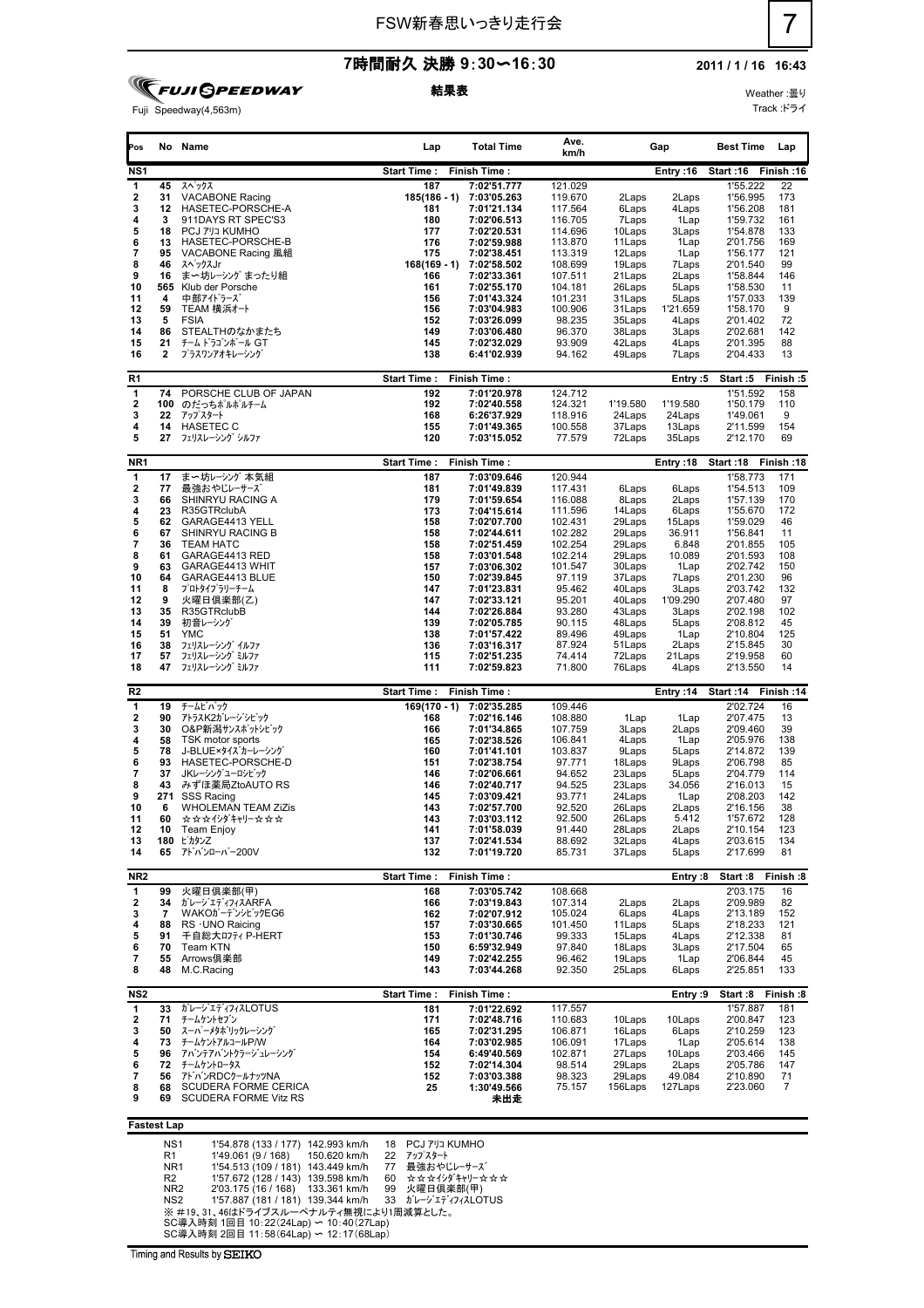# FSW新春思いっきり走行会

## 7時間耐久 決勝 9:30∽16:30

2011 / 1 / 16 16:43

FUJI SPEEDWAY

Fuji Speedway(4,563m)

結果表

Weather :曇り
Track :ドライ

| Pos | No | Name | Lap | Total Time | Ave. km/h | Gap | | Best Time | Lap |
|---|---|---|---|---|---|---|---|---|---|
| **NS1** | | | **Start Time :** | **Finish Time :** | | | **Entry :16** | **Start :16** | **Finish :16** |
| 1 | 45 | ｽﾍﾟｯｸｽ | 187 | 7:02'51.777 | 121.029 | | | 1'55.222 | 22 |
| 2 | 31 | VACABONE Racing | 185(186 - 1) | 7:03'05.263 | 119.670 | 2Laps | 2Laps | 1'56.995 | 173 |
| 3 | 12 | HASETEC-PORSCHE-A | 181 | 7:01'21.134 | 117.564 | 6Laps | 4Laps | 1'56.208 | 181 |
| 4 | 3 | 911DAYS RT SPEC'S3 | 180 | 7:02'06.513 | 116.705 | 7Laps | 1Lap | 1'59.732 | 161 |
| 5 | 18 | PCJ ｱﾘｺ KUMHO | 177 | 7:02'20.531 | 114.696 | 10Laps | 3Laps | 1'54.878 | 133 |
| 6 | 13 | HASETEC-PORSCHE-B | 176 | 7:02'59.988 | 113.870 | 11Laps | 1Lap | 2'01.756 | 169 |
| 7 | 95 | VACABONE Racing 風組 | 175 | 7:02'38.451 | 113.319 | 12Laps | 1Lap | 1'56.177 | 121 |
| 8 | 46 | ｽﾍﾟｯｸｽJr | 168(169 - 1) | 7:02'58.502 | 108.699 | 19Laps | 7Laps | 2'01.540 | 99 |
| 9 | 16 | まー坊レーシング まったり組 | 166 | 7:02'33.361 | 107.511 | 21Laps | 2Laps | 1'58.844 | 146 |
| 10 | 565 | Klub der Porsche | 161 | 7:02'55.170 | 104.181 | 26Laps | 5Laps | 1'58.530 | 11 |
| 11 | 4 | 中部ｱｲﾄﾞﾗｰｽﾞ | 156 | 7:01'43.324 | 101.231 | 31Laps | 5Laps | 1'57.033 | 139 |
| 12 | 59 | TEAM 横浜ｵｰﾄ | 156 | 7:03'04.983 | 100.906 | 31Laps | 1'21.659 | 1'58.170 | 9 |
| 13 | 5 | FSIA | 152 | 7:03'26.099 | 98.235 | 35Laps | 4Laps | 2'01.402 | 72 |
| 14 | 86 | STEALTHのなかまたち | 149 | 7:03'06.480 | 96.370 | 38Laps | 3Laps | 2'02.681 | 142 |
| 15 | 21 | ﾁｰﾑ ﾄﾞﾗｺﾞﾝﾎﾞｰﾙ GT | 145 | 7:02'32.029 | 93.909 | 42Laps | 4Laps | 2'01.395 | 88 |
| 16 | 2 | ﾌﾟﾗｽﾜﾝｱｵｷﾚｰｼﾝｸﾞ | 138 | 6:41'02.939 | 94.162 | 49Laps | 7Laps | 2'04.433 | 13 |
| **R1** | | | **Start Time :** | **Finish Time :** | | | **Entry :5** | **Start :5** | **Finish :5** |
| 1 | 74 | PORSCHE CLUB OF JAPAN | 192 | 7:01'20.978 | 124.712 | | | 1'51.592 | 158 |
| 2 | 100 | のだっちﾎﾞﾙﾎﾞﾙﾁｰﾑ | 192 | 7:02'40.558 | 124.321 | 1'19.580 | 1'19.580 | 1'50.179 | 110 |
| 3 | 22 | ｱｯﾌﾟｽﾀｰﾄ | 168 | 6:26'37.929 | 118.916 | 24Laps | 24Laps | 1'49.061 | 9 |
| 4 | 14 | HASETEC C | 155 | 7:01'49.365 | 100.558 | 37Laps | 13Laps | 2'11.599 | 154 |
| 5 | 27 | ﾌｪﾘｽﾚｰｼﾝｸﾞ ｼﾙﾌｧ | 120 | 7:03'15.052 | 77.579 | 72Laps | 35Laps | 2'12.170 | 69 |
| **NR1** | | | **Start Time :** | **Finish Time :** | | | **Entry :18** | **Start :18** | **Finish :18** |
| 1 | 17 | まー坊レーシング 本気組 | 187 | 7:03'09.646 | 120.944 | | | 1'58.773 | 171 |
| 2 | 77 | 最強おやじレーサーズ | 181 | 7:01'49.839 | 117.431 | 6Laps | 6Laps | 1'54.513 | 109 |
| 3 | 66 | SHINRYU RACING A | 179 | 7:01'59.654 | 116.088 | 8Laps | 2Laps | 1'57.139 | 170 |
| 4 | 23 | R35GTRclubA | 173 | 7:04'15.614 | 111.596 | 14Laps | 6Laps | 1'55.670 | 172 |
| 5 | 62 | GARAGE4413 YELL | 158 | 7:02'07.700 | 102.431 | 29Laps | 15Laps | 1'59.029 | 46 |
| 6 | 67 | SHINRYU RACING B | 158 | 7:02'44.611 | 102.282 | 29Laps | 36.911 | 1'56.841 | 11 |
| 7 | 36 | TEAM HATC | 158 | 7:02'51.459 | 102.254 | 29Laps | 6.848 | 2'01.855 | 105 |
| 8 | 61 | GARAGE4413 RED | 158 | 7:03'01.548 | 102.214 | 29Laps | 10.089 | 2'01.593 | 108 |
| 9 | 63 | GARAGE4413 WHIT | 157 | 7:03'06.302 | 101.547 | 30Laps | 1Lap | 2'02.742 | 150 |
| 10 | 64 | GARAGE4413 BLUE | 150 | 7:02'39.845 | 97.119 | 37Laps | 7Laps | 2'01.230 | 96 |
| 11 | 8 | ﾌﾟﾛﾄﾀｲﾌﾟﾗﾘｰﾁｰﾑ | 147 | 7:01'23.831 | 95.462 | 40Laps | 3Laps | 2'03.742 | 132 |
| 12 | 9 | 火曜日倶楽部(乙) | 147 | 7:02'33.121 | 95.201 | 40Laps | 1'09.290 | 2'07.480 | 97 |
| 13 | 35 | R35GTRclubB | 144 | 7:02'26.884 | 93.280 | 43Laps | 3Laps | 2'02.198 | 102 |
| 14 | 39 | 初音レーシング | 139 | 7:02'05.785 | 90.115 | 48Laps | 5Laps | 2'08.812 | 45 |
| 15 | 51 | YMC | 138 | 7:01'57.422 | 89.496 | 49Laps | 1Lap | 2'10.804 | 125 |
| 16 | 38 | ﾌｪﾘｽﾚｰｼﾝｸﾞ ｲﾙﾌｧ | 136 | 7:03'16.317 | 87.924 | 51Laps | 2Laps | 2'15.845 | 30 |
| 17 | 57 | ﾌｪﾘｽﾚｰｼﾝｸﾞ ﾐﾙﾌｧ | 115 | 7:02'51.235 | 74.414 | 72Laps | 21Laps | 2'19.958 | 60 |
| 18 | 47 | ﾌｪﾘｽﾚｰｼﾝｸﾞ ﾐﾙﾌｧ | 111 | 7:02'59.823 | 71.800 | 76Laps | 4Laps | 2'13.550 | 14 |
| **R2** | | | **Start Time :** | **Finish Time :** | | | **Entry :14** | **Start :14** | **Finish :14** |
| 1 | 19 | ﾁｰﾑﾋﾞﾊﾞｯｸ | 169(170 - 1) | 7:02'35.285 | 109.446 | | | 2'02.724 | 16 |
| 2 | 90 | ｱﾄﾗｽK2ｶﾞﾚｰｼﾞｼﾋﾞｯｸ | 168 | 7:02'16.146 | 108.880 | 1Lap | 1Lap | 2'07.475 | 13 |
| 3 | 30 | O&P新潟ｻﾝｽﾎﾟｯﾄｼﾋﾞｯｸ | 166 | 7:01'34.865 | 107.759 | 3Laps | 2Laps | 2'09.460 | 39 |
| 4 | 58 | TSK motor sports | 165 | 7:02'38.526 | 106.841 | 4Laps | 1Lap | 2'05.976 | 138 |
| 5 | 78 | J-BLUE×ﾀｲｽﾞｶｰﾚｰｼﾝｸﾞ | 160 | 7:01'41.101 | 103.837 | 9Laps | 5Laps | 2'14.872 | 139 |
| 6 | 93 | HASETEC-PORSCHE-D | 151 | 7:02'38.754 | 97.771 | 18Laps | 9Laps | 2'06.798 | 85 |
| 7 | 37 | JKレーシングﾕｰﾛｼﾋﾞｯｸ | 146 | 7:02'06.661 | 94.652 | 23Laps | 5Laps | 2'04.779 | 114 |
| 8 | 43 | みずほ薬局ZtoAUTO RS | 146 | 7:02'40.717 | 94.525 | 23Laps | 34.056 | 2'16.013 | 15 |
| 9 | 271 | SSS Racing | 145 | 7:03'09.421 | 93.771 | 24Laps | 1Lap | 2'08.203 | 142 |
| 10 | 6 | WHOLEMAN TEAM ZiZis | 143 | 7:02'57.700 | 92.520 | 26Laps | 2Laps | 2'16.156 | 38 |
| 11 | 60 | ☆☆☆ｲｼﾀﾞｷｬﾘｰ☆☆☆ | 143 | 7:03'03.112 | 92.500 | 26Laps | 5.412 | 1'57.672 | 128 |
| 12 | 10 | Team Enjoy | 141 | 7:01'58.039 | 91.440 | 28Laps | 2Laps | 2'10.154 | 123 |
| 13 | 180 | ﾋﾞｶﾀﾝZ | 137 | 7:02'41.534 | 88.692 | 32Laps | 4Laps | 2'03.615 | 134 |
| 14 | 65 | ｱﾄﾞﾊﾞﾝﾛｰﾊﾞｰ200V | 132 | 7:01'19.720 | 85.731 | 37Laps | 5Laps | 2'17.699 | 81 |
| **NR2** | | | **Start Time :** | **Finish Time :** | | | **Entry :8** | **Start :8** | **Finish :8** |
| 1 | 99 | 火曜日倶楽部(甲) | 168 | 7:03'05.742 | 108.668 | | | 2'03.175 | 16 |
| 2 | 34 | ｶﾞﾚｰｼﾞｴﾃﾞｨﾌｨｽARFA | 166 | 7:03'19.843 | 107.314 | 2Laps | 2Laps | 2'09.989 | 82 |
| 3 | 7 | WAKOｶﾞｰﾃﾞﾝｼﾋﾞｯｸEG6 | 162 | 7:02'07.912 | 105.024 | 6Laps | 4Laps | 2'13.189 | 152 |
| 4 | 88 | RS・UNO Raicing | 157 | 7:03'30.665 | 101.450 | 11Laps | 5Laps | 2'18.233 | 121 |
| 5 | 91 | 千自総大ﾛﾌﾃｨ P-HERT | 153 | 7:01'30.746 | 99.333 | 15Laps | 4Laps | 2'12.338 | 81 |
| 6 | 70 | Team KTN | 150 | 6:59'32.949 | 97.840 | 18Laps | 3Laps | 2'17.504 | 65 |
| 7 | 55 | Arrows倶楽部 | 149 | 7:02'42.255 | 96.462 | 19Laps | 1Lap | 2'06.844 | 45 |
| 8 | 48 | M.C.Racing | 143 | 7:03'44.268 | 92.350 | 25Laps | 6Laps | 2'25.851 | 133 |
| **NS2** | | | **Start Time :** | **Finish Time :** | | | **Entry :9** | **Start :8** | **Finish :8** |
| 1 | 33 | ｶﾞﾚｰｼﾞｴﾃﾞｨﾌｨｽLOTUS | 181 | 7:01'22.692 | 117.557 | | | 1'57.887 | 181 |
| 2 | 71 | ﾁｰﾑｹﾝﾄｾﾌﾞﾝ | 171 | 7:02'48.716 | 110.683 | 10Laps | 10Laps | 2'00.847 | 123 |
| 3 | 50 | ｽｰﾊﾟｰﾒﾀﾎﾞﾘｯｸﾚｰｼﾝｸﾞ | 165 | 7:02'31.295 | 106.871 | 16Laps | 6Laps | 2'10.259 | 123 |
| 4 | 73 | ﾁｰﾑｹﾝﾄｱﾙｺｰﾙP/W | 164 | 7:03'02.985 | 106.091 | 17Laps | 1Lap | 2'05.614 | 138 |
| 5 | 96 | ｱﾊﾞﾝﾃｱﾊﾞﾝﾄｸﾗｰｼﾞｭﾚｰｼﾝｸﾞ | 154 | 6:49'40.569 | 102.871 | 27Laps | 10Laps | 2'03.466 | 145 |
| 6 | 72 | ﾁｰﾑｹﾝﾄﾛｰﾀｽ | 152 | 7:02'14.304 | 98.514 | 29Laps | 2Laps | 2'05.786 | 147 |
| 7 | 56 | ｱﾄﾞﾊﾞﾝRDCｸｰﾙﾅｯﾂNA | 152 | 7:03'03.388 | 98.323 | 29Laps | 49.084 | 2'10.890 | 71 |
| 8 | 68 | SCUDERIA FORME CERICA | 25 | 1:30'49.566 | 75.157 | 156Laps | 127Laps | 2'23.060 | 7 |
| 9 | 69 | SCUDERIA FORME Vitz RS | | 未出走 | | | | | |

**Fastest Lap**

| | | | |
|---|---|---|---|
| NS1 | 1'54.878 (133 / 177) 142.993 km/h | 18 | PCJ ｱﾘｺ KUMHO |
| R1 | 1'49.061 (9 / 168) 150.620 km/h | 22 | ｱｯﾌﾟｽﾀｰﾄ |
| NR1 | 1'54.513 (109 / 181) 143.449 km/h | 77 | 最強おやじレーサーズ |
| R2 | 1'57.672 (128 / 143) 139.598 km/h | 60 | ☆☆☆ｲｼﾀﾞｷｬﾘｰ☆☆☆ |
| NR2 | 2'03.175 (16 / 168) 133.361 km/h | 99 | 火曜日倶楽部(甲) |
| NS2 | 1'57.887 (181 / 181) 139.344 km/h | 33 | ｶﾞﾚｰｼﾞｴﾃﾞｨﾌｨｽLOTUS |

※ #19、31、46はドライブスルーペナルティ無視により1周減算とした。
SC導入時刻 1回目 10:22(24Lap) ∽ 10:40(27Lap)
SC導入時刻 2回目 11:58(64Lap) ∽ 12:17(68Lap)

Timing and Results by SEIKO